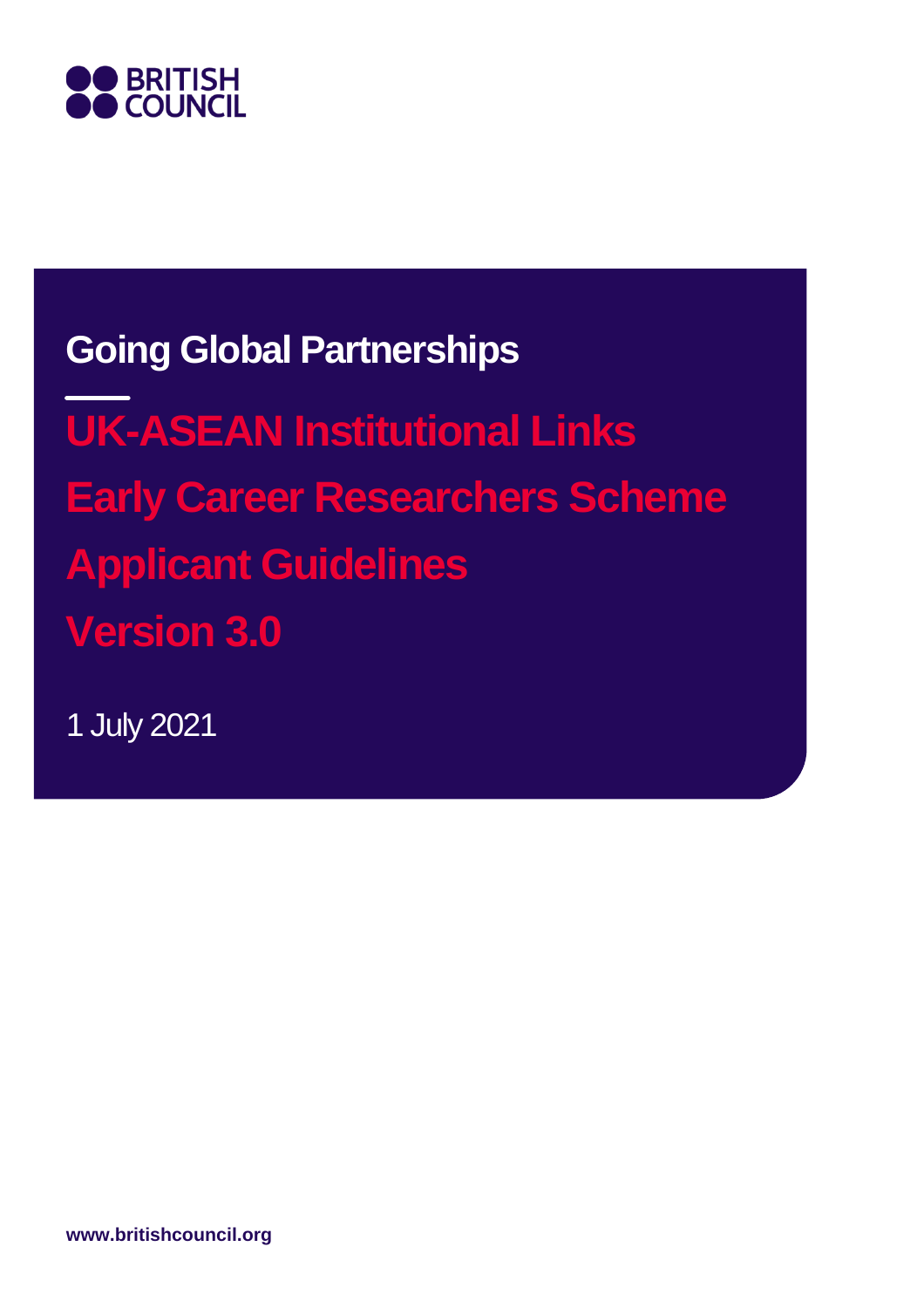BRITISH COUNCIL

## Going Global Partnerships

# UK-ASEAN Institutional Links Early Career Researchers Scheme Applicant Guidelines Version 3.0

1 July 2021

**www.britishcouncil.org**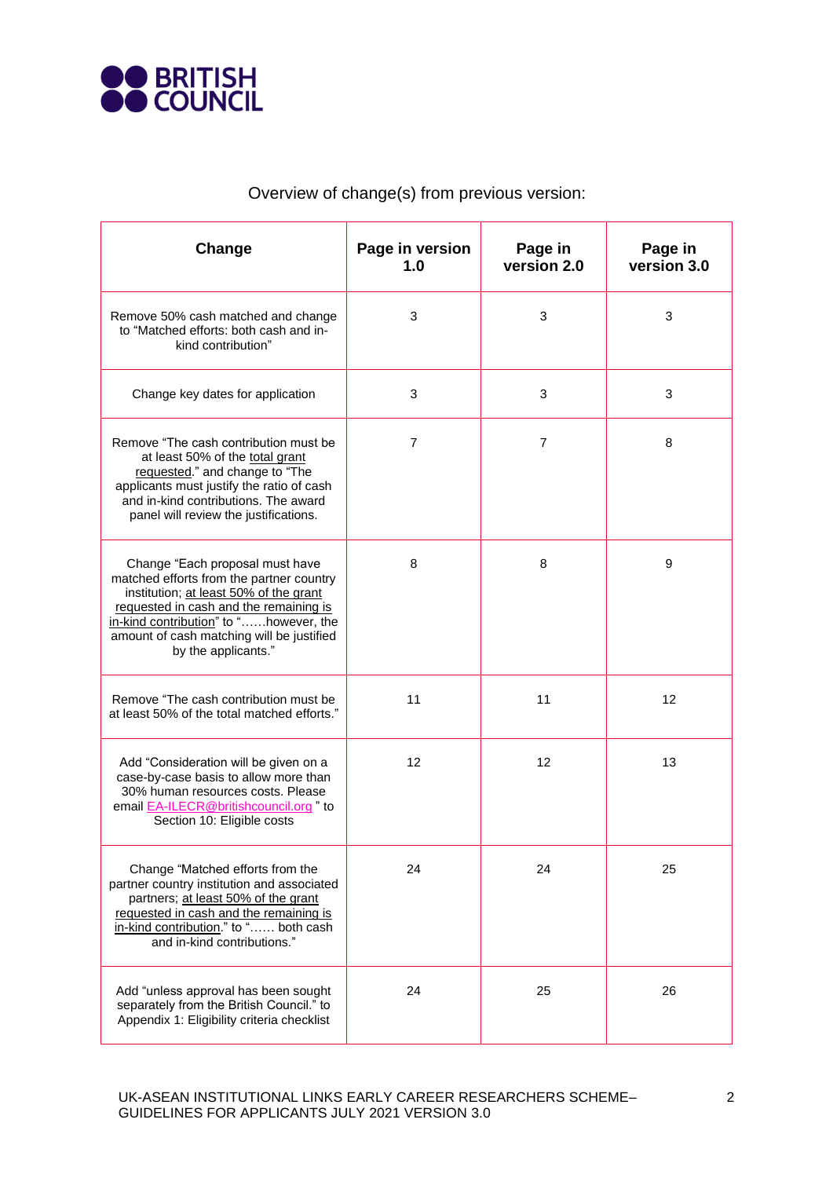Overview of change(s) from previous version:

| Change | Page in version 1.0 | Page in version 2.0 | Page in version 3.0 |
|---|---|---|---|
| Remove 50% cash matched and change to "Matched efforts: both cash and in-kind contribution" | 3 | 3 | 3 |
| Change key dates for application | 3 | 3 | 3 |
| Remove "The cash contribution must be at least 50% of the total grant requested." and change to "The applicants must justify the ratio of cash and in-kind contributions. The award panel will review the justifications. | 7 | 7 | 8 |
| Change "Each proposal must have matched efforts from the partner country institution; at least 50% of the grant requested in cash and the remaining is in-kind contribution" to "……however, the amount of cash matching will be justified by the applicants." | 8 | 8 | 9 |
| Remove "The cash contribution must be at least 50% of the total matched efforts." | 11 | 11 | 12 |
| Add "Consideration will be given on a case-by-case basis to allow more than 30% human resources costs. Please email EA-ILECR@britishcouncil.org " to Section 10: Eligible costs | 12 | 12 | 13 |
| Change "Matched efforts from the partner country institution and associated partners; at least 50% of the grant requested in cash and the remaining is in-kind contribution." to "…… both cash and in-kind contributions." | 24 | 24 | 25 |
| Add "unless approval has been sought separately from the British Council." to Appendix 1: Eligibility criteria checklist | 24 | 25 | 26 |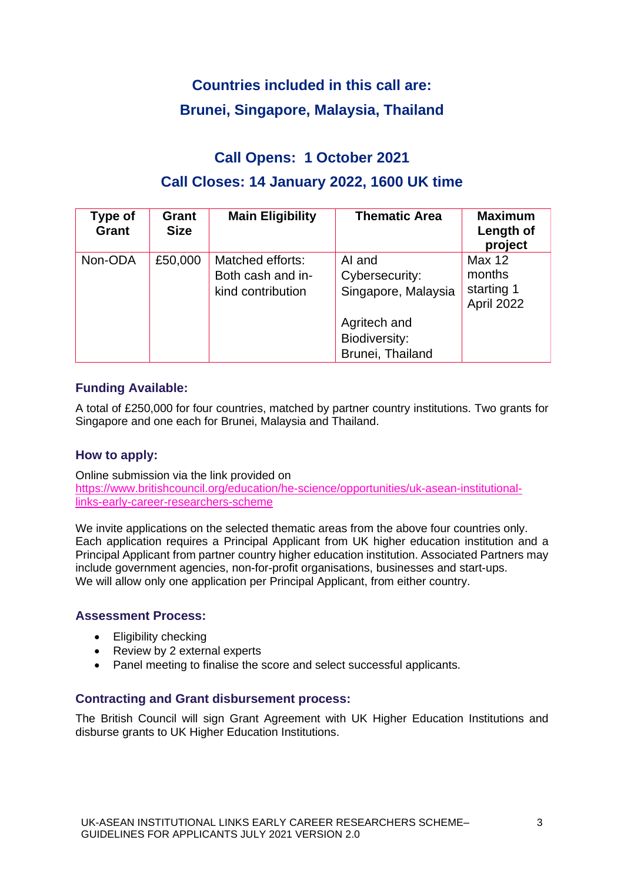## Countries included in this call are:
## Brunei, Singapore, Malaysia, Thailand

## Call Opens: 1 October 2021
## Call Closes: 14 January 2022, 1600 UK time

| Type of Grant | Grant Size | Main Eligibility | Thematic Area | Maximum Length of project |
|---|---|---|---|---|
| Non-ODA | £50,000 | Matched efforts: Both cash and in-kind contribution | AI and Cybersecurity: Singapore, Malaysia<br><br>Agritech and Biodiversity: Brunei, Thailand | Max 12 months starting 1 April 2022 |

### Funding Available:

A total of £250,000 for four countries, matched by partner country institutions. Two grants for Singapore and one each for Brunei, Malaysia and Thailand.

### How to apply:

Online submission via the link provided on https://www.britishcouncil.org/education/he-science/opportunities/uk-asean-institutional-links-early-career-researchers-scheme

We invite applications on the selected thematic areas from the above four countries only. Each application requires a Principal Applicant from UK higher education institution and a Principal Applicant from partner country higher education institution. Associated Partners may include government agencies, non-for-profit organisations, businesses and start-ups. We will allow only one application per Principal Applicant, from either country.

### Assessment Process:

- Eligibility checking
- Review by 2 external experts
- Panel meeting to finalise the score and select successful applicants.

### Contracting and Grant disbursement process:

The British Council will sign Grant Agreement with UK Higher Education Institutions and disburse grants to UK Higher Education Institutions.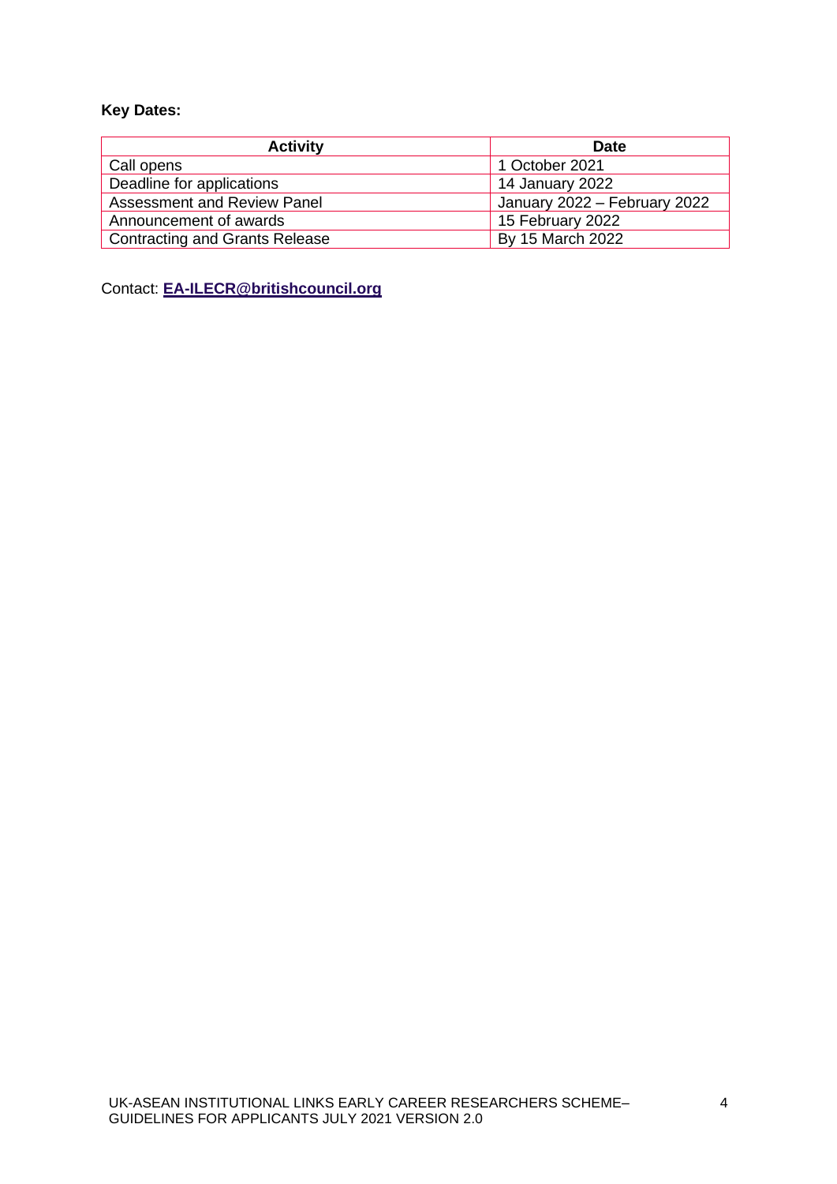**Key Dates:**

| Activity | Date |
| --- | --- |
| Call opens | 1 October 2021 |
| Deadline for applications | 14 January 2022 |
| Assessment and Review Panel | January 2022 – February 2022 |
| Announcement of awards | 15 February 2022 |
| Contracting and Grants Release | By 15 March 2022 |

Contact: **EA-ILECR@britishcouncil.org**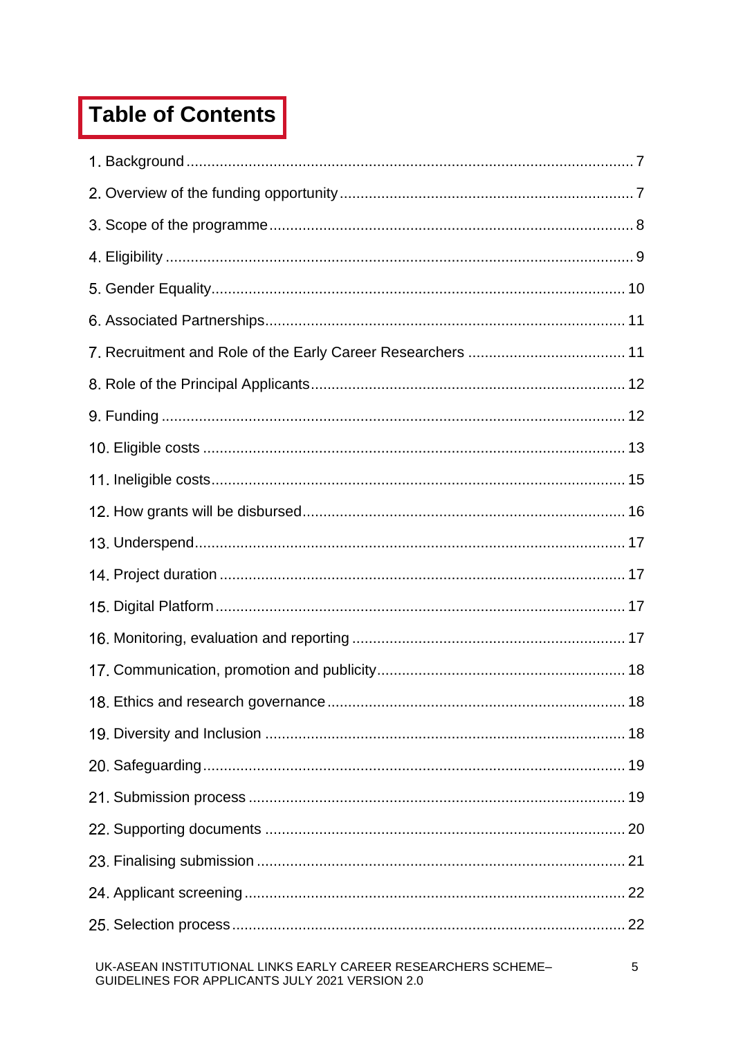# Table of Contents

1. Background ........................................................................................................ 7
2. Overview of the funding opportunity ..................................................................... 7
3. Scope of the programme ...................................................................................... 8
4. Eligibility ............................................................................................................ 9
5. Gender Equality .................................................................................................. 10
6. Associated Partnerships ..................................................................................... 11
7. Recruitment and Role of the Early Career Researchers ...................................... 11
8. Role of the Principal Applicants .......................................................................... 12
9. Funding ............................................................................................................. 12
10. Eligible costs .................................................................................................... 13
11. Ineligible costs .................................................................................................. 15
12. How grants will be disbursed ............................................................................ 16
13. Underspend ...................................................................................................... 17
14. Project duration ................................................................................................ 17
15. Digital Platform ................................................................................................. 17
16. Monitoring, evaluation and reporting ................................................................ 17
17. Communication, promotion and publicity .......................................................... 18
18. Ethics and research governance ...................................................................... 18
19. Diversity and Inclusion ..................................................................................... 18
20. Safeguarding .................................................................................................... 19
21. Submission process ......................................................................................... 19
22. Supporting documents ..................................................................................... 20
23. Finalising submission ....................................................................................... 21
24. Applicant screening .......................................................................................... 22
25. Selection process ............................................................................................. 22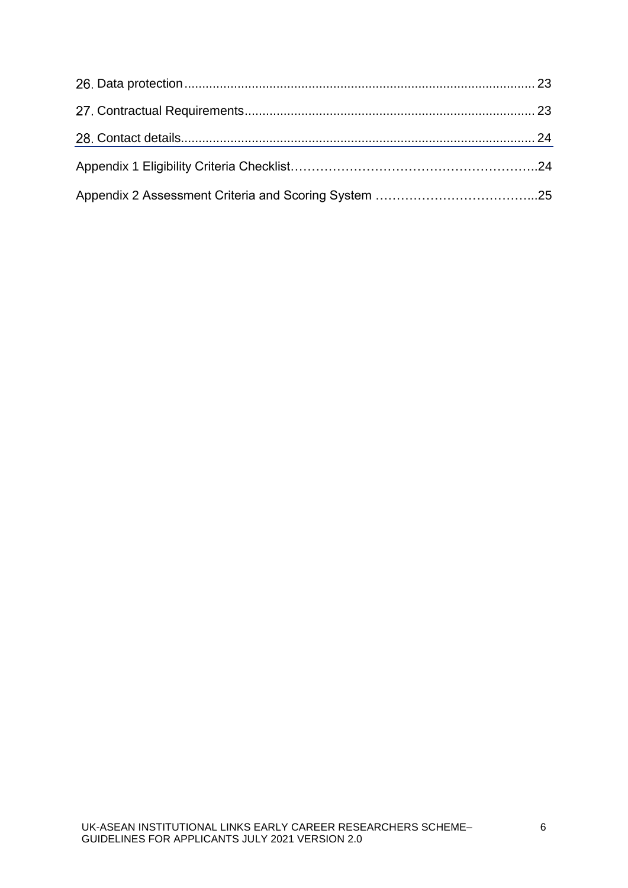26. Data protection.......................................................................................... 23

27. Contractual Requirements.......................................................................... 23

28. Contact details............................................................................................ 24

Appendix 1 Eligibility Criteria Checklist………………………………………………..24

Appendix 2 Assessment Criteria and Scoring System ………………………………..25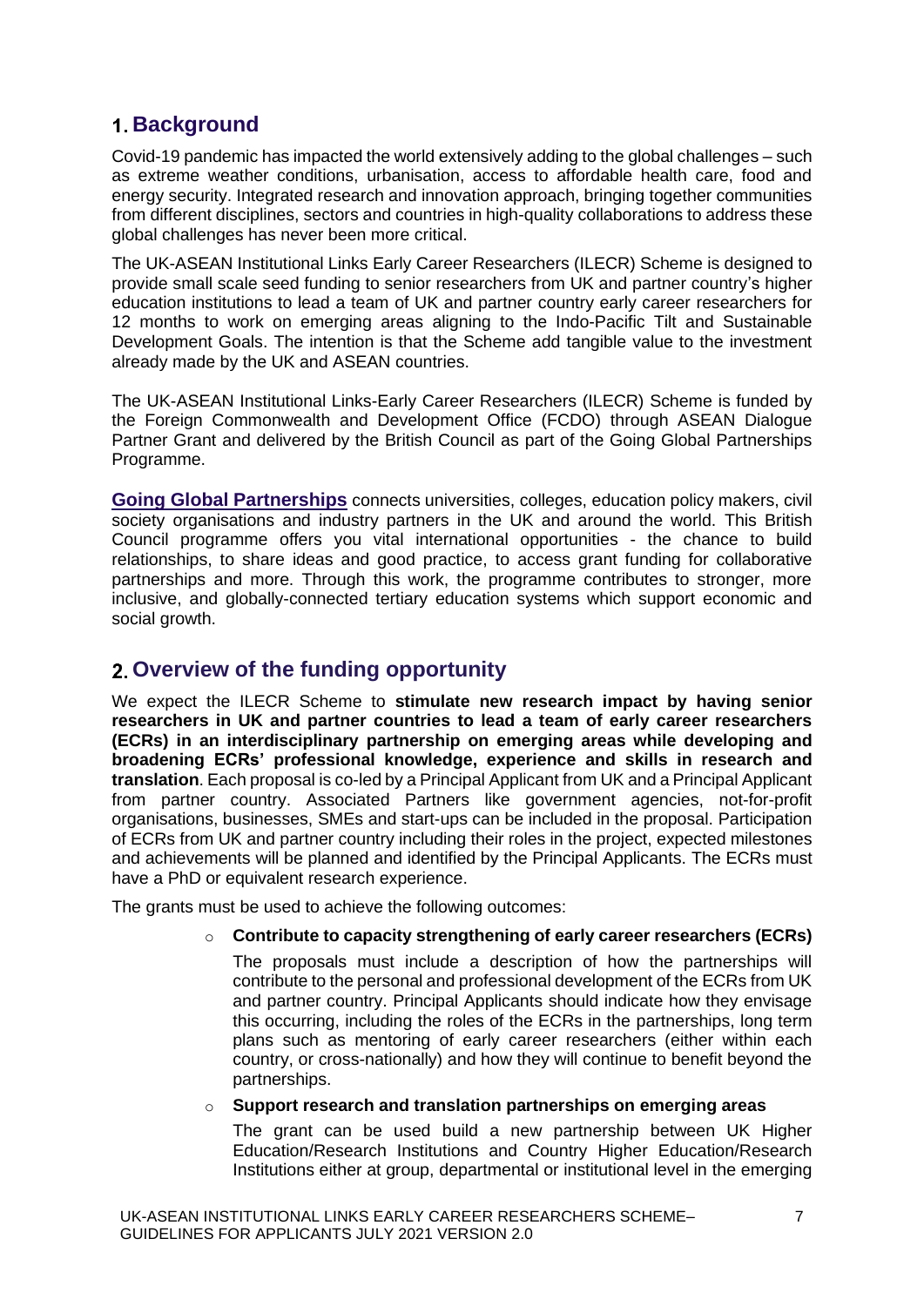## 1. Background

Covid-19 pandemic has impacted the world extensively adding to the global challenges – such as extreme weather conditions, urbanisation, access to affordable health care, food and energy security. Integrated research and innovation approach, bringing together communities from different disciplines, sectors and countries in high-quality collaborations to address these global challenges has never been more critical.

The UK-ASEAN Institutional Links Early Career Researchers (ILECR) Scheme is designed to provide small scale seed funding to senior researchers from UK and partner country's higher education institutions to lead a team of UK and partner country early career researchers for 12 months to work on emerging areas aligning to the Indo-Pacific Tilt and Sustainable Development Goals. The intention is that the Scheme add tangible value to the investment already made by the UK and ASEAN countries.

The UK-ASEAN Institutional Links-Early Career Researchers (ILECR) Scheme is funded by the Foreign Commonwealth and Development Office (FCDO) through ASEAN Dialogue Partner Grant and delivered by the British Council as part of the Going Global Partnerships Programme.

**Going Global Partnerships** connects universities, colleges, education policy makers, civil society organisations and industry partners in the UK and around the world. This British Council programme offers you vital international opportunities - the chance to build relationships, to share ideas and good practice, to access grant funding for collaborative partnerships and more. Through this work, the programme contributes to stronger, more inclusive, and globally-connected tertiary education systems which support economic and social growth.

## 2. Overview of the funding opportunity

We expect the ILECR Scheme to **stimulate new research impact by having senior researchers in UK and partner countries to lead a team of early career researchers (ECRs) in an interdisciplinary partnership on emerging areas while developing and broadening ECRs' professional knowledge, experience and skills in research and translation**. Each proposal is co-led by a Principal Applicant from UK and a Principal Applicant from partner country. Associated Partners like government agencies, not-for-profit organisations, businesses, SMEs and start-ups can be included in the proposal. Participation of ECRs from UK and partner country including their roles in the project, expected milestones and achievements will be planned and identified by the Principal Applicants. The ECRs must have a PhD or equivalent research experience.

The grants must be used to achieve the following outcomes:

- **Contribute to capacity strengthening of early career researchers (ECRs)**

  The proposals must include a description of how the partnerships will contribute to the personal and professional development of the ECRs from UK and partner country. Principal Applicants should indicate how they envisage this occurring, including the roles of the ECRs in the partnerships, long term plans such as mentoring of early career researchers (either within each country, or cross-nationally) and how they will continue to benefit beyond the partnerships.

- **Support research and translation partnerships on emerging areas**

  The grant can be used build a new partnership between UK Higher Education/Research Institutions and Country Higher Education/Research Institutions either at group, departmental or institutional level in the emerging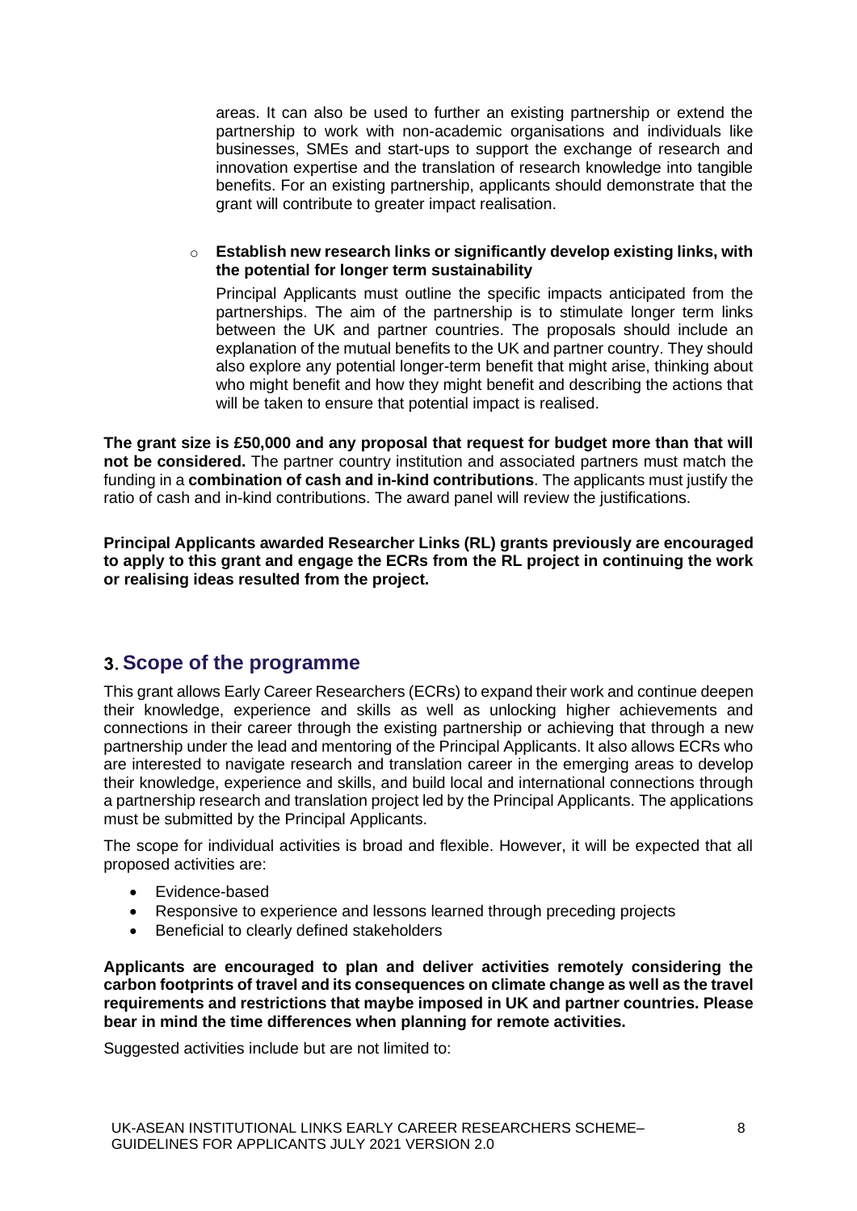areas. It can also be used to further an existing partnership or extend the partnership to work with non-academic organisations and individuals like businesses, SMEs and start-ups to support the exchange of research and innovation expertise and the translation of research knowledge into tangible benefits. For an existing partnership, applicants should demonstrate that the grant will contribute to greater impact realisation.

- **Establish new research links or significantly develop existing links, with the potential for longer term sustainability**

  Principal Applicants must outline the specific impacts anticipated from the partnerships. The aim of the partnership is to stimulate longer term links between the UK and partner countries. The proposals should include an explanation of the mutual benefits to the UK and partner country. They should also explore any potential longer-term benefit that might arise, thinking about who might benefit and how they might benefit and describing the actions that will be taken to ensure that potential impact is realised.

**The grant size is £50,000 and any proposal that request for budget more than that will not be considered.** The partner country institution and associated partners must match the funding in a **combination of cash and in-kind contributions**. The applicants must justify the ratio of cash and in-kind contributions. The award panel will review the justifications.

**Principal Applicants awarded Researcher Links (RL) grants previously are encouraged to apply to this grant and engage the ECRs from the RL project in continuing the work or realising ideas resulted from the project.**

## 3. Scope of the programme

This grant allows Early Career Researchers (ECRs) to expand their work and continue deepen their knowledge, experience and skills as well as unlocking higher achievements and connections in their career through the existing partnership or achieving that through a new partnership under the lead and mentoring of the Principal Applicants. It also allows ECRs who are interested to navigate research and translation career in the emerging areas to develop their knowledge, experience and skills, and build local and international connections through a partnership research and translation project led by the Principal Applicants. The applications must be submitted by the Principal Applicants.

The scope for individual activities is broad and flexible. However, it will be expected that all proposed activities are:

- Evidence-based
- Responsive to experience and lessons learned through preceding projects
- Beneficial to clearly defined stakeholders

**Applicants are encouraged to plan and deliver activities remotely considering the carbon footprints of travel and its consequences on climate change as well as the travel requirements and restrictions that maybe imposed in UK and partner countries. Please bear in mind the time differences when planning for remote activities.**

Suggested activities include but are not limited to: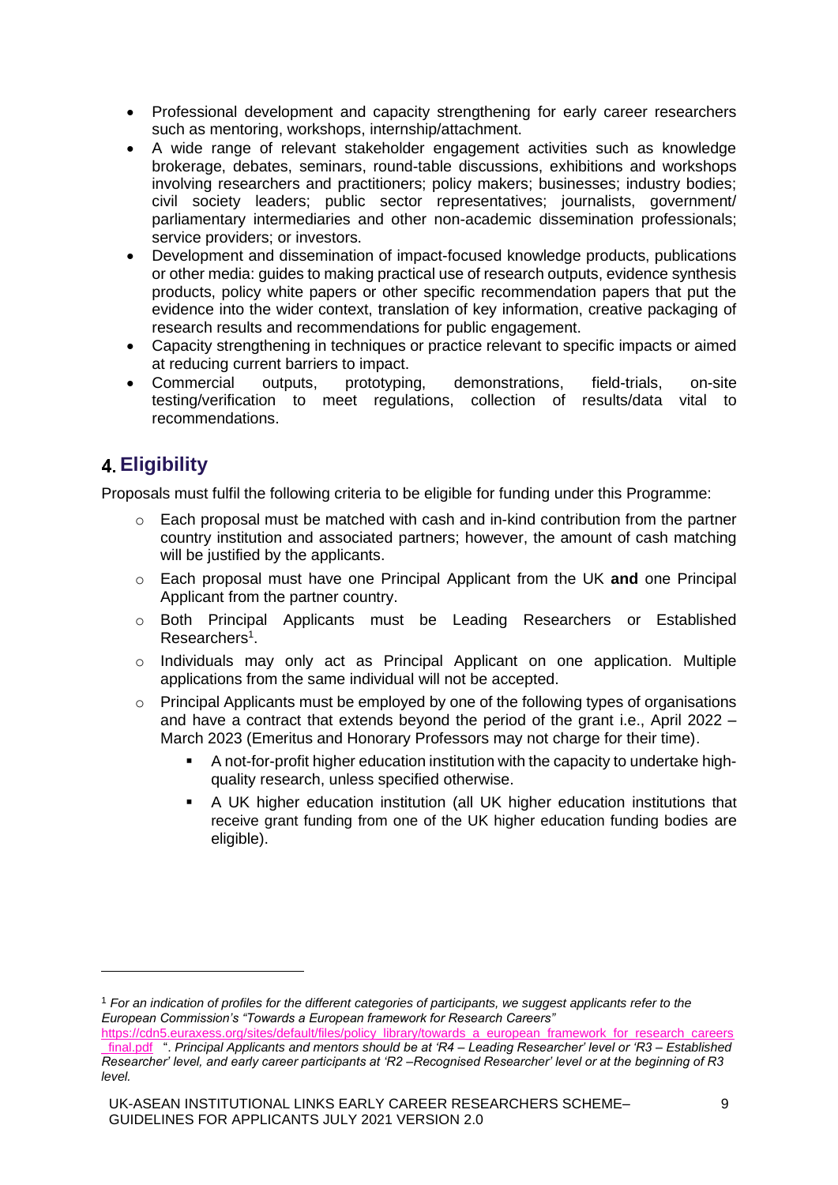- Professional development and capacity strengthening for early career researchers such as mentoring, workshops, internship/attachment.
- A wide range of relevant stakeholder engagement activities such as knowledge brokerage, debates, seminars, round-table discussions, exhibitions and workshops involving researchers and practitioners; policy makers; businesses; industry bodies; civil society leaders; public sector representatives; journalists, government/ parliamentary intermediaries and other non-academic dissemination professionals; service providers; or investors.
- Development and dissemination of impact-focused knowledge products, publications or other media: guides to making practical use of research outputs, evidence synthesis products, policy white papers or other specific recommendation papers that put the evidence into the wider context, translation of key information, creative packaging of research results and recommendations for public engagement.
- Capacity strengthening in techniques or practice relevant to specific impacts or aimed at reducing current barriers to impact.
- Commercial outputs, prototyping, demonstrations, field-trials, on-site testing/verification to meet regulations, collection of results/data vital to recommendations.

## 4. Eligibility

Proposals must fulfil the following criteria to be eligible for funding under this Programme:

- Each proposal must be matched with cash and in-kind contribution from the partner country institution and associated partners; however, the amount of cash matching will be justified by the applicants.
- Each proposal must have one Principal Applicant from the UK **and** one Principal Applicant from the partner country.
- Both Principal Applicants must be Leading Researchers or Established Researchers[1].
- Individuals may only act as Principal Applicant on one application. Multiple applications from the same individual will not be accepted.
- Principal Applicants must be employed by one of the following types of organisations and have a contract that extends beyond the period of the grant i.e., April 2022 – March 2023 (Emeritus and Honorary Professors may not charge for their time).
  - A not-for-profit higher education institution with the capacity to undertake high-quality research, unless specified otherwise.
  - A UK higher education institution (all UK higher education institutions that receive grant funding from one of the UK higher education funding bodies are eligible).

---

[1] *For an indication of profiles for the different categories of participants, we suggest applicants refer to the European Commission's "Towards a European framework for Research Careers"* https://cdn5.euraxess.org/sites/default/files/policy_library/towards_a_european_framework_for_research_careers_final.pdf ". *Principal Applicants and mentors should be at 'R4 – Leading Researcher' level or 'R3 – Established Researcher' level, and early career participants at 'R2 –Recognised Researcher' level or at the beginning of R3 level.*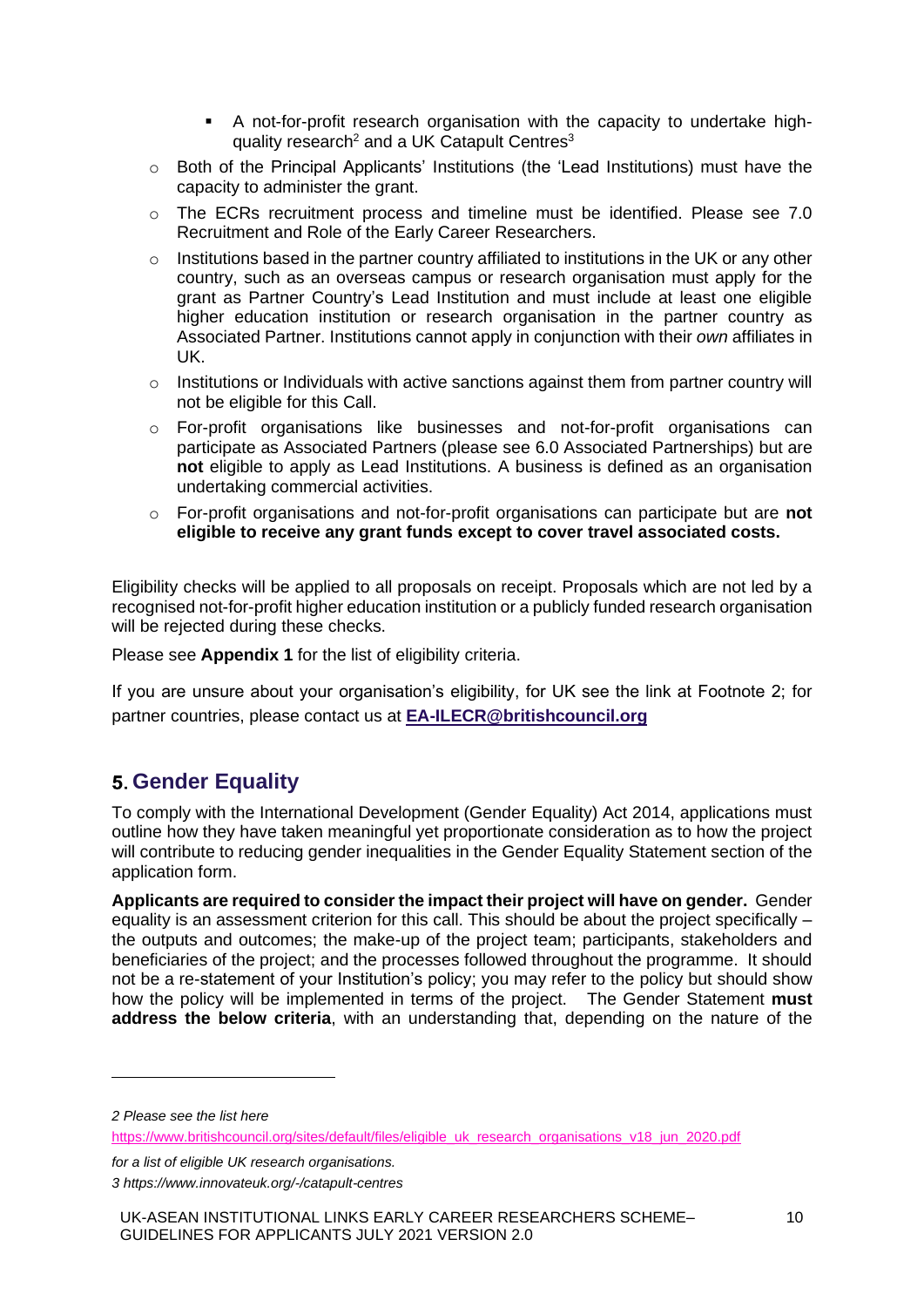- A not-for-profit research organisation with the capacity to undertake high-quality research[2] and a UK Catapult Centres[3]

- Both of the Principal Applicants' Institutions (the 'Lead Institutions) must have the capacity to administer the grant.
- The ECRs recruitment process and timeline must be identified. Please see 7.0 Recruitment and Role of the Early Career Researchers.
- Institutions based in the partner country affiliated to institutions in the UK or any other country, such as an overseas campus or research organisation must apply for the grant as Partner Country's Lead Institution and must include at least one eligible higher education institution or research organisation in the partner country as Associated Partner. Institutions cannot apply in conjunction with their *own* affiliates in UK.
- Institutions or Individuals with active sanctions against them from partner country will not be eligible for this Call.
- For-profit organisations like businesses and not-for-profit organisations can participate as Associated Partners (please see 6.0 Associated Partnerships) but are **not** eligible to apply as Lead Institutions. A business is defined as an organisation undertaking commercial activities.
- For-profit organisations and not-for-profit organisations can participate but are **not eligible to receive any grant funds except to cover travel associated costs.**

Eligibility checks will be applied to all proposals on receipt. Proposals which are not led by a recognised not-for-profit higher education institution or a publicly funded research organisation will be rejected during these checks.

Please see **Appendix 1** for the list of eligibility criteria.

If you are unsure about your organisation's eligibility, for UK see the link at Footnote 2; for partner countries, please contact us at **EA-ILECR@britishcouncil.org**

## 5. Gender Equality

To comply with the International Development (Gender Equality) Act 2014, applications must outline how they have taken meaningful yet proportionate consideration as to how the project will contribute to reducing gender inequalities in the Gender Equality Statement section of the application form.

**Applicants are required to consider the impact their project will have on gender.** Gender equality is an assessment criterion for this call. This should be about the project specifically – the outputs and outcomes; the make-up of the project team; participants, stakeholders and beneficiaries of the project; and the processes followed throughout the programme. It should not be a re-statement of your Institution's policy; you may refer to the policy but should show how the policy will be implemented in terms of the project. The Gender Statement **must address the below criteria**, with an understanding that, depending on the nature of the

---

*2 Please see the list here*
https://www.britishcouncil.org/sites/default/files/eligible_uk_research_organisations_v18_jun_2020.pdf
*for a list of eligible UK research organisations.*

*3 https://www.innovateuk.org/-/catapult-centres*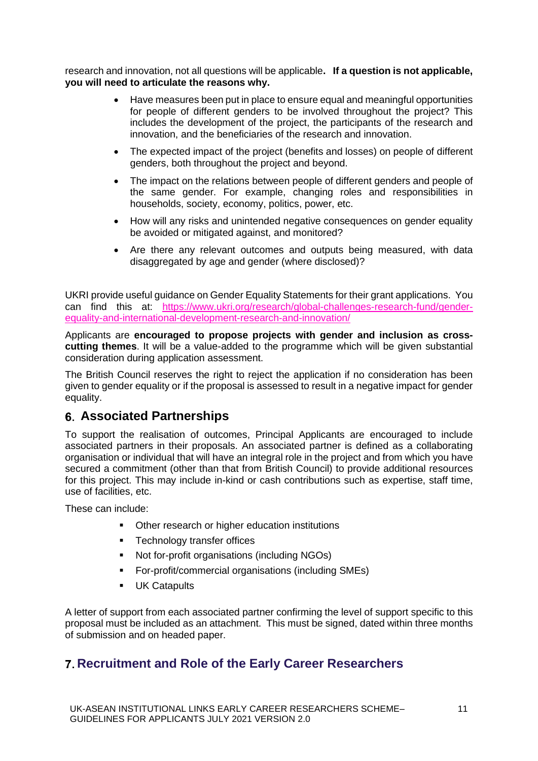research and innovation, not all questions will be applicable**. If a question is not applicable, you will need to articulate the reasons why.**

- Have measures been put in place to ensure equal and meaningful opportunities for people of different genders to be involved throughout the project? This includes the development of the project, the participants of the research and innovation, and the beneficiaries of the research and innovation.
- The expected impact of the project (benefits and losses) on people of different genders, both throughout the project and beyond.
- The impact on the relations between people of different genders and people of the same gender. For example, changing roles and responsibilities in households, society, economy, politics, power, etc.
- How will any risks and unintended negative consequences on gender equality be avoided or mitigated against, and monitored?
- Are there any relevant outcomes and outputs being measured, with data disaggregated by age and gender (where disclosed)?

UKRI provide useful guidance on Gender Equality Statements for their grant applications. You can find this at: https://www.ukri.org/research/global-challenges-research-fund/gender-equality-and-international-development-research-and-innovation/

Applicants are **encouraged to propose projects with gender and inclusion as cross-cutting themes**. It will be a value-added to the programme which will be given substantial consideration during application assessment.

The British Council reserves the right to reject the application if no consideration has been given to gender equality or if the proposal is assessed to result in a negative impact for gender equality.

## 6. Associated Partnerships

To support the realisation of outcomes, Principal Applicants are encouraged to include associated partners in their proposals. An associated partner is defined as a collaborating organisation or individual that will have an integral role in the project and from which you have secured a commitment (other than that from British Council) to provide additional resources for this project. This may include in-kind or cash contributions such as expertise, staff time, use of facilities, etc.

These can include:

- Other research or higher education institutions
- Technology transfer offices
- Not for-profit organisations (including NGOs)
- For-profit/commercial organisations (including SMEs)
- UK Catapults

A letter of support from each associated partner confirming the level of support specific to this proposal must be included as an attachment. This must be signed, dated within three months of submission and on headed paper.

## 7. Recruitment and Role of the Early Career Researchers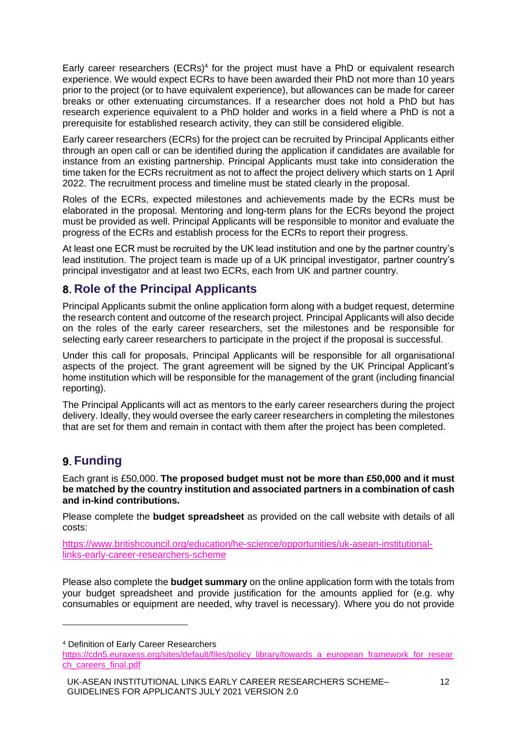Early career researchers (ECRs)[4] for the project must have a PhD or equivalent research experience. We would expect ECRs to have been awarded their PhD not more than 10 years prior to the project (or to have equivalent experience), but allowances can be made for career breaks or other extenuating circumstances. If a researcher does not hold a PhD but has research experience equivalent to a PhD holder and works in a field where a PhD is not a prerequisite for established research activity, they can still be considered eligible.

Early career researchers (ECRs) for the project can be recruited by Principal Applicants either through an open call or can be identified during the application if candidates are available for instance from an existing partnership. Principal Applicants must take into consideration the time taken for the ECRs recruitment as not to affect the project delivery which starts on 1 April 2022. The recruitment process and timeline must be stated clearly in the proposal.

Roles of the ECRs, expected milestones and achievements made by the ECRs must be elaborated in the proposal. Mentoring and long-term plans for the ECRs beyond the project must be provided as well. Principal Applicants will be responsible to monitor and evaluate the progress of the ECRs and establish process for the ECRs to report their progress.

At least one ECR must be recruited by the UK lead institution and one by the partner country's lead institution. The project team is made up of a UK principal investigator, partner country's principal investigator and at least two ECRs, each from UK and partner country.

## 8. Role of the Principal Applicants

Principal Applicants submit the online application form along with a budget request, determine the research content and outcome of the research project. Principal Applicants will also decide on the roles of the early career researchers, set the milestones and be responsible for selecting early career researchers to participate in the project if the proposal is successful.

Under this call for proposals, Principal Applicants will be responsible for all organisational aspects of the project. The grant agreement will be signed by the UK Principal Applicant's home institution which will be responsible for the management of the grant (including financial reporting).

The Principal Applicants will act as mentors to the early career researchers during the project delivery. Ideally, they would oversee the early career researchers in completing the milestones that are set for them and remain in contact with them after the project has been completed.

## 9. Funding

Each grant is £50,000. **The proposed budget must not be more than £50,000 and it must be matched by the country institution and associated partners in a combination of cash and in-kind contributions.**

Please complete the **budget spreadsheet** as provided on the call website with details of all costs:

https://www.britishcouncil.org/education/he-science/opportunities/uk-asean-institutional-links-early-career-researchers-scheme

Please also complete the **budget summary** on the online application form with the totals from your budget spreadsheet and provide justification for the amounts applied for (e.g. why consumables or equipment are needed, why travel is necessary). Where you do not provide

[4] Definition of Early Career Researchers
https://cdn5.euraxess.org/sites/default/files/policy_library/towards_a_european_framework_for_research_careers_final.pdf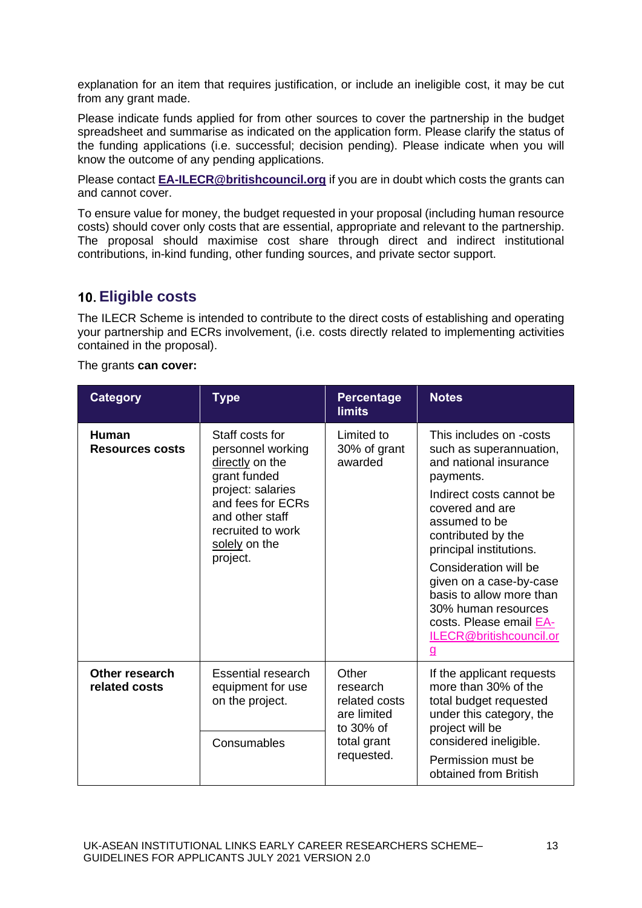explanation for an item that requires justification, or include an ineligible cost, it may be cut from any grant made.

Please indicate funds applied for from other sources to cover the partnership in the budget spreadsheet and summarise as indicated on the application form. Please clarify the status of the funding applications (i.e. successful; decision pending). Please indicate when you will know the outcome of any pending applications.

Please contact **EA-ILECR@britishcouncil.org** if you are in doubt which costs the grants can and cannot cover.

To ensure value for money, the budget requested in your proposal (including human resource costs) should cover only costs that are essential, appropriate and relevant to the partnership. The proposal should maximise cost share through direct and indirect institutional contributions, in-kind funding, other funding sources, and private sector support.

## 10. Eligible costs

The ILECR Scheme is intended to contribute to the direct costs of establishing and operating your partnership and ECRs involvement, (i.e. costs directly related to implementing activities contained in the proposal).

The grants **can cover:**

| Category | Type | Percentage limits | Notes |
|---|---|---|---|
| **Human Resources costs** | Staff costs for personnel working directly on the grant funded project: salaries and fees for ECRs and other staff recruited to work solely on the project. | Limited to 30% of grant awarded | This includes on -costs such as superannuation, and national insurance payments. Indirect costs cannot be covered and are assumed to be contributed by the principal institutions. Consideration will be given on a case-by-case basis to allow more than 30% human resources costs. Please email EA-ILECR@britishcouncil.org |
| **Other research related costs** | Essential research equipment for use on the project. | Other research related costs are limited to 30% of total grant requested. | If the applicant requests more than 30% of the total budget requested under this category, the project will be considered ineligible. Permission must be obtained from British |
| | Consumables | | |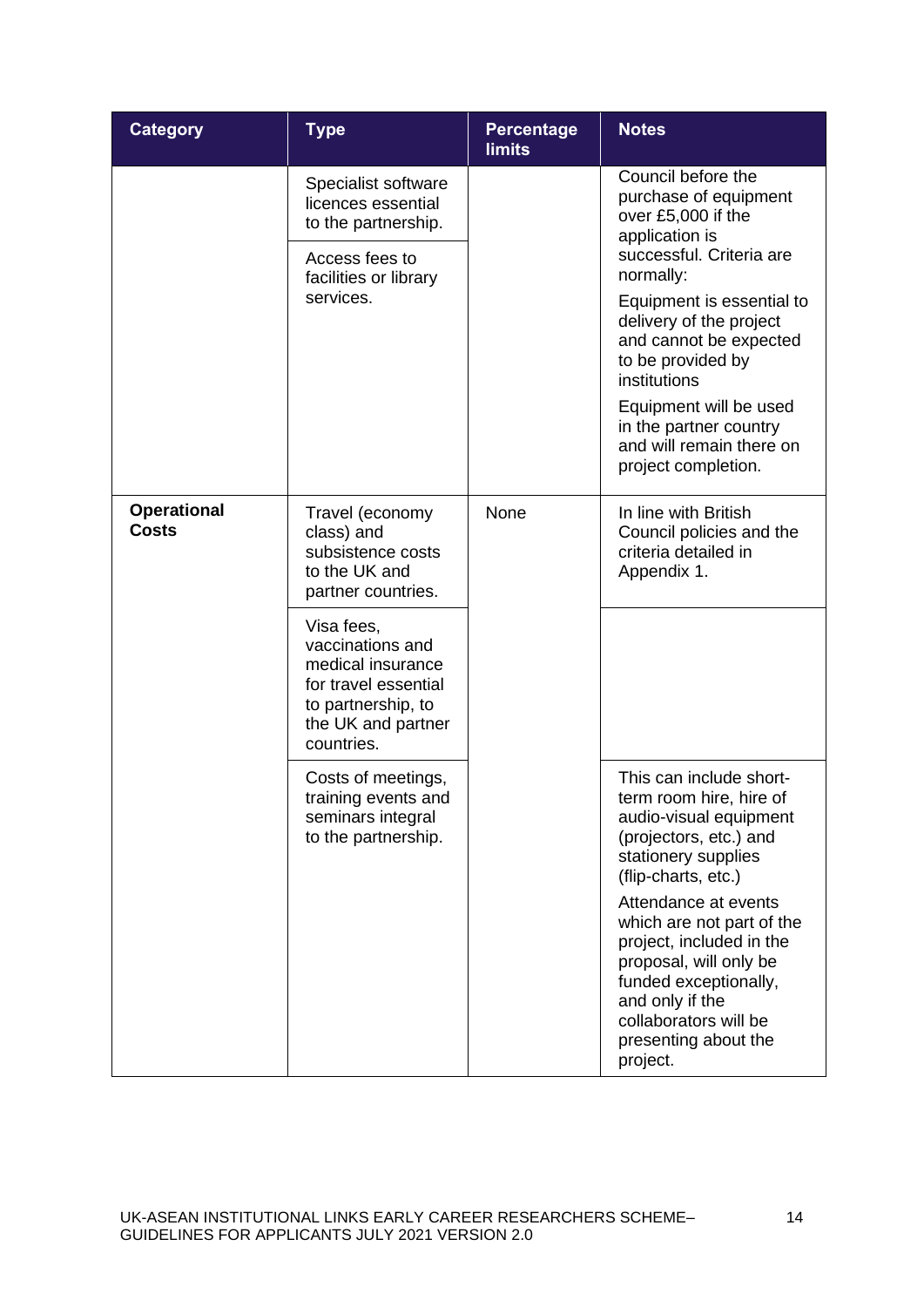| Category | Type | Percentage limits | Notes |
|---|---|---|---|
| | Specialist software licences essential to the partnership. | | Council before the purchase of equipment over £5,000 if the application is successful. Criteria are normally: |
| | Access fees to facilities or library services. | | Equipment is essential to delivery of the project and cannot be expected to be provided by institutions<br><br>Equipment will be used in the partner country and will remain there on project completion. |
| **Operational Costs** | Travel (economy class) and subsistence costs to the UK and partner countries. | None | In line with British Council policies and the criteria detailed in Appendix 1. |
| | Visa fees, vaccinations and medical insurance for travel essential to partnership, to the UK and partner countries. | | |
| | Costs of meetings, training events and seminars integral to the partnership. | | This can include short-term room hire, hire of audio-visual equipment (projectors, etc.) and stationery supplies (flip-charts, etc.)<br><br>Attendance at events which are not part of the project, included in the proposal, will only be funded exceptionally, and only if the collaborators will be presenting about the project. |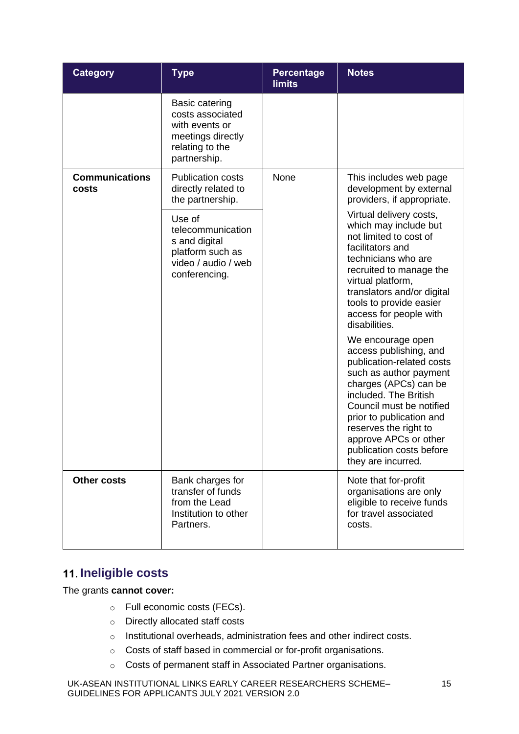| Category | Type | Percentage limits | Notes |
|---|---|---|---|
| | Basic catering costs associated with events or meetings directly relating to the partnership. | | |
| **Communications costs** | Publication costs directly related to the partnership. | None | This includes web page development by external providers, if appropriate. |
| | Use of telecommunications and digital platform such as video / audio / web conferencing. | | Virtual delivery costs, which may include but not limited to cost of facilitators and technicians who are recruited to manage the virtual platform, translators and/or digital tools to provide easier access for people with disabilities. |
| | | | We encourage open access publishing, and publication-related costs such as author payment charges (APCs) can be included. The British Council must be notified prior to publication and reserves the right to approve APCs or other publication costs before they are incurred. |
| **Other costs** | Bank charges for transfer of funds from the Lead Institution to other Partners. | | Note that for-profit organisations are only eligible to receive funds for travel associated costs. |

## 11. Ineligible costs

The grants **cannot cover:**

- Full economic costs (FECs).
- Directly allocated staff costs
- Institutional overheads, administration fees and other indirect costs.
- Costs of staff based in commercial or for-profit organisations.
- Costs of permanent staff in Associated Partner organisations.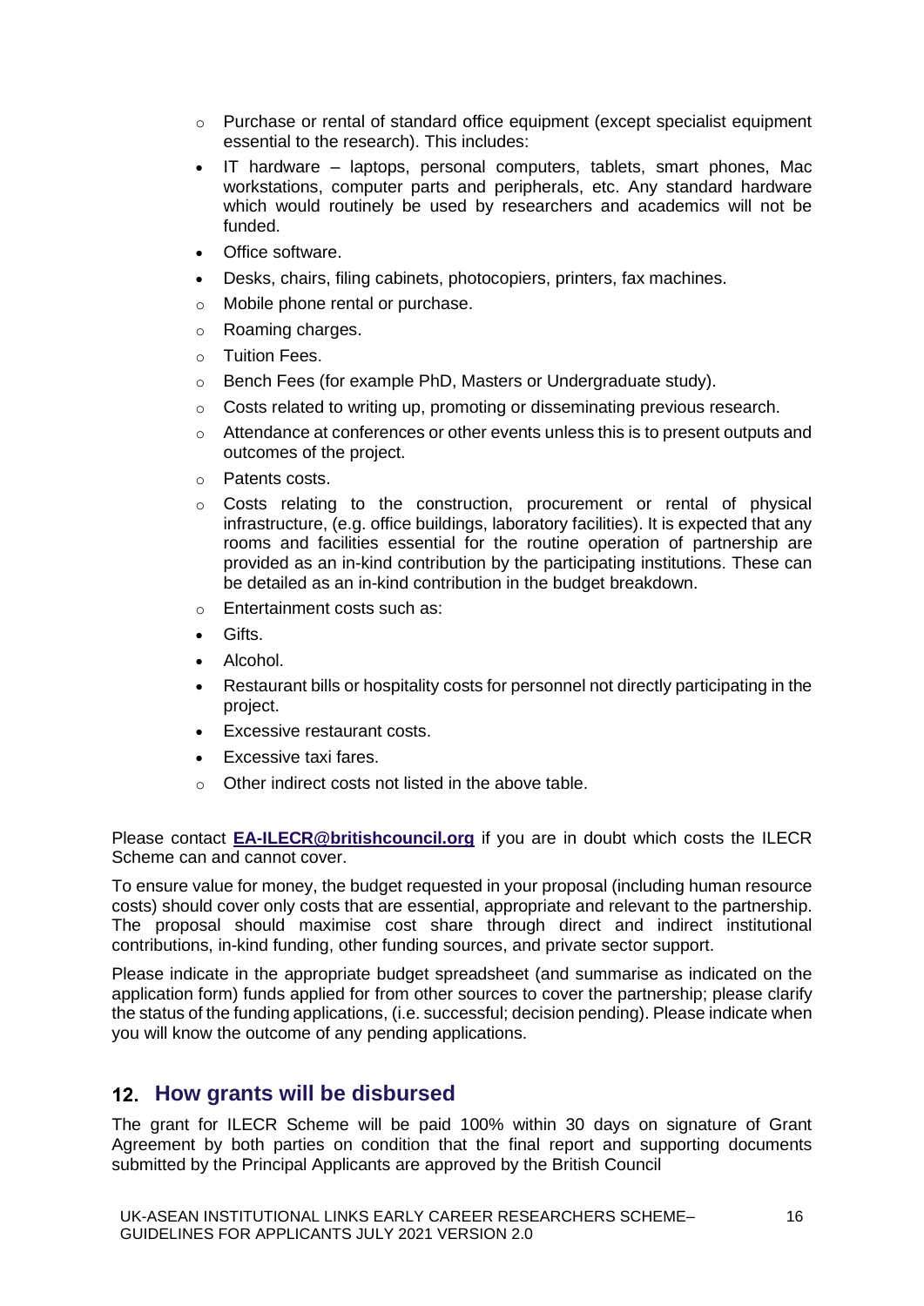- Purchase or rental of standard office equipment (except specialist equipment essential to the research). This includes:
  - IT hardware – laptops, personal computers, tablets, smart phones, Mac workstations, computer parts and peripherals, etc. Any standard hardware which would routinely be used by researchers and academics will not be funded.
  - Office software.
  - Desks, chairs, filing cabinets, photocopiers, printers, fax machines.
- Mobile phone rental or purchase.
- Roaming charges.
- Tuition Fees.
- Bench Fees (for example PhD, Masters or Undergraduate study).
- Costs related to writing up, promoting or disseminating previous research.
- Attendance at conferences or other events unless this is to present outputs and outcomes of the project.
- Patents costs.
- Costs relating to the construction, procurement or rental of physical infrastructure, (e.g. office buildings, laboratory facilities). It is expected that any rooms and facilities essential for the routine operation of partnership are provided as an in-kind contribution by the participating institutions. These can be detailed as an in-kind contribution in the budget breakdown.
- Entertainment costs such as:
  - Gifts.
  - Alcohol.
  - Restaurant bills or hospitality costs for personnel not directly participating in the project.
  - Excessive restaurant costs.
  - Excessive taxi fares.
- Other indirect costs not listed in the above table.

Please contact **EA-ILECR@britishcouncil.org** if you are in doubt which costs the ILECR Scheme can and cannot cover.

To ensure value for money, the budget requested in your proposal (including human resource costs) should cover only costs that are essential, appropriate and relevant to the partnership. The proposal should maximise cost share through direct and indirect institutional contributions, in-kind funding, other funding sources, and private sector support.

Please indicate in the appropriate budget spreadsheet (and summarise as indicated on the application form) funds applied for from other sources to cover the partnership; please clarify the status of the funding applications, (i.e. successful; decision pending). Please indicate when you will know the outcome of any pending applications.

## 12. How grants will be disbursed

The grant for ILECR Scheme will be paid 100% within 30 days on signature of Grant Agreement by both parties on condition that the final report and supporting documents submitted by the Principal Applicants are approved by the British Council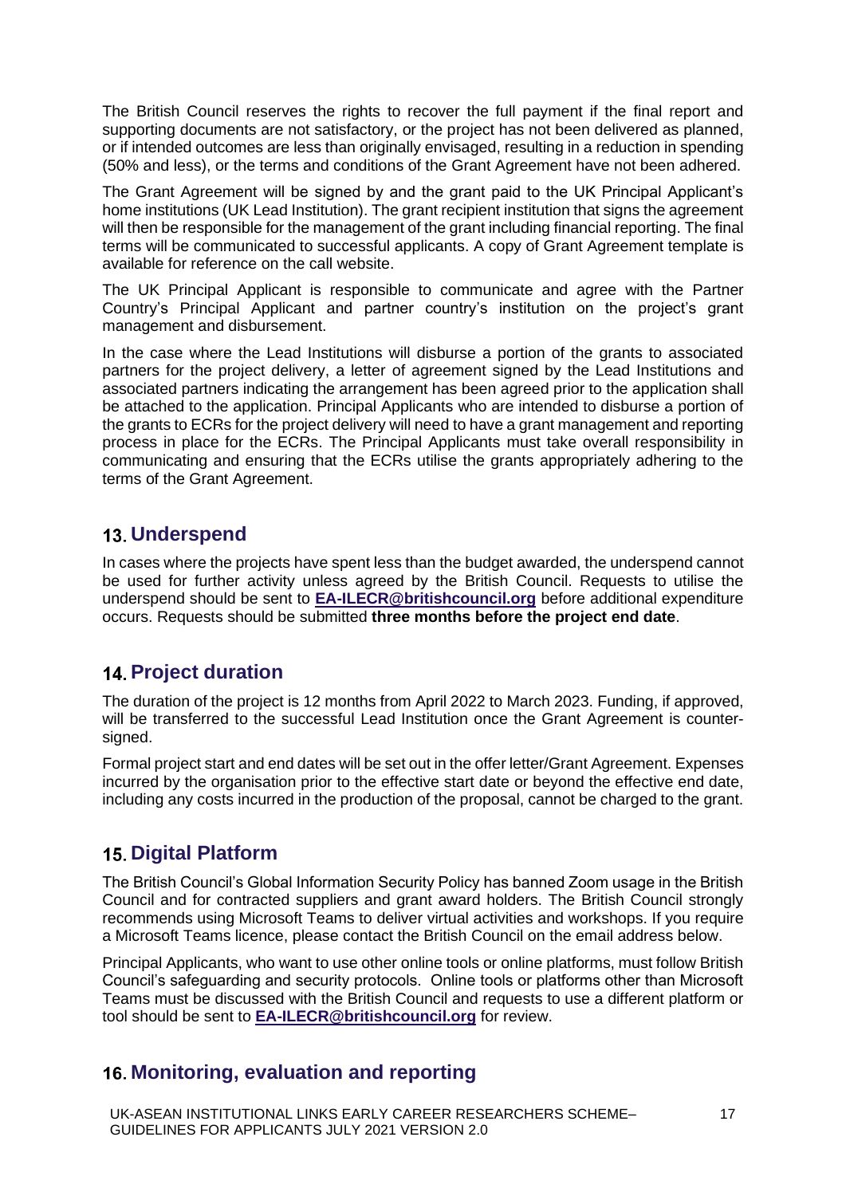The British Council reserves the rights to recover the full payment if the final report and supporting documents are not satisfactory, or the project has not been delivered as planned, or if intended outcomes are less than originally envisaged, resulting in a reduction in spending (50% and less), or the terms and conditions of the Grant Agreement have not been adhered.

The Grant Agreement will be signed by and the grant paid to the UK Principal Applicant's home institutions (UK Lead Institution). The grant recipient institution that signs the agreement will then be responsible for the management of the grant including financial reporting. The final terms will be communicated to successful applicants. A copy of Grant Agreement template is available for reference on the call website.

The UK Principal Applicant is responsible to communicate and agree with the Partner Country's Principal Applicant and partner country's institution on the project's grant management and disbursement.

In the case where the Lead Institutions will disburse a portion of the grants to associated partners for the project delivery, a letter of agreement signed by the Lead Institutions and associated partners indicating the arrangement has been agreed prior to the application shall be attached to the application. Principal Applicants who are intended to disburse a portion of the grants to ECRs for the project delivery will need to have a grant management and reporting process in place for the ECRs. The Principal Applicants must take overall responsibility in communicating and ensuring that the ECRs utilise the grants appropriately adhering to the terms of the Grant Agreement.

## 13. Underspend

In cases where the projects have spent less than the budget awarded, the underspend cannot be used for further activity unless agreed by the British Council. Requests to utilise the underspend should be sent to **EA-ILECR@britishcouncil.org** before additional expenditure occurs. Requests should be submitted **three months before the project end date**.

## 14. Project duration

The duration of the project is 12 months from April 2022 to March 2023. Funding, if approved, will be transferred to the successful Lead Institution once the Grant Agreement is counter-signed.

Formal project start and end dates will be set out in the offer letter/Grant Agreement. Expenses incurred by the organisation prior to the effective start date or beyond the effective end date, including any costs incurred in the production of the proposal, cannot be charged to the grant.

## 15. Digital Platform

The British Council's Global Information Security Policy has banned Zoom usage in the British Council and for contracted suppliers and grant award holders. The British Council strongly recommends using Microsoft Teams to deliver virtual activities and workshops. If you require a Microsoft Teams licence, please contact the British Council on the email address below.

Principal Applicants, who want to use other online tools or online platforms, must follow British Council's safeguarding and security protocols. Online tools or platforms other than Microsoft Teams must be discussed with the British Council and requests to use a different platform or tool should be sent to **EA-ILECR@britishcouncil.org** for review.

## 16. Monitoring, evaluation and reporting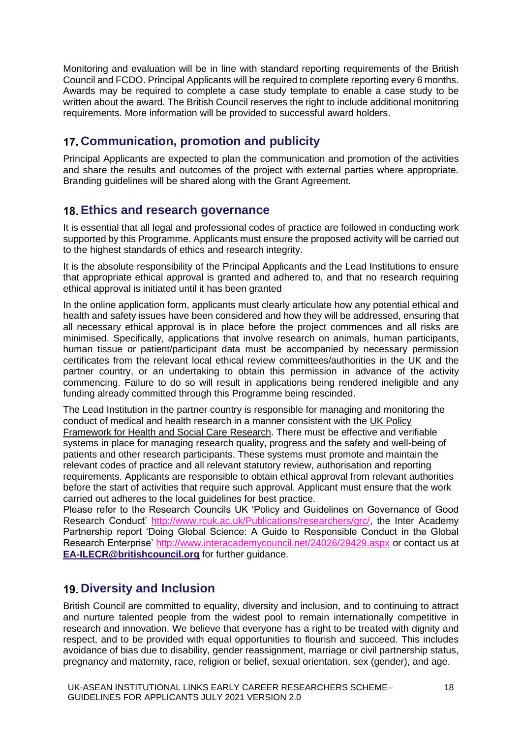Monitoring and evaluation will be in line with standard reporting requirements of the British Council and FCDO. Principal Applicants will be required to complete reporting every 6 months. Awards may be required to complete a case study template to enable a case study to be written about the award. The British Council reserves the right to include additional monitoring requirements. More information will be provided to successful award holders.

## 17. Communication, promotion and publicity

Principal Applicants are expected to plan the communication and promotion of the activities and share the results and outcomes of the project with external parties where appropriate. Branding guidelines will be shared along with the Grant Agreement.

## 18. Ethics and research governance

It is essential that all legal and professional codes of practice are followed in conducting work supported by this Programme. Applicants must ensure the proposed activity will be carried out to the highest standards of ethics and research integrity.

It is the absolute responsibility of the Principal Applicants and the Lead Institutions to ensure that appropriate ethical approval is granted and adhered to, and that no research requiring ethical approval is initiated until it has been granted

In the online application form, applicants must clearly articulate how any potential ethical and health and safety issues have been considered and how they will be addressed, ensuring that all necessary ethical approval is in place before the project commences and all risks are minimised. Specifically, applications that involve research on animals, human participants, human tissue or patient/participant data must be accompanied by necessary permission certificates from the relevant local ethical review committees/authorities in the UK and the partner country, or an undertaking to obtain this permission in advance of the activity commencing. Failure to do so will result in applications being rendered ineligible and any funding already committed through this Programme being rescinded.

The Lead Institution in the partner country is responsible for managing and monitoring the conduct of medical and health research in a manner consistent with the UK Policy Framework for Health and Social Care Research. There must be effective and verifiable systems in place for managing research quality, progress and the safety and well-being of patients and other research participants. These systems must promote and maintain the relevant codes of practice and all relevant statutory review, authorisation and reporting requirements. Applicants are responsible to obtain ethical approval from relevant authorities before the start of activities that require such approval. Applicant must ensure that the work carried out adheres to the local guidelines for best practice.
Please refer to the Research Councils UK 'Policy and Guidelines on Governance of Good Research Conduct' http://www.rcuk.ac.uk/Publications/researchers/grc/, the Inter Academy Partnership report 'Doing Global Science: A Guide to Responsible Conduct in the Global Research Enterprise' http://www.interacademycouncil.net/24026/29429.aspx or contact us at **EA-ILECR@britishcouncil.org** for further guidance.

## 19. Diversity and Inclusion

British Council are committed to equality, diversity and inclusion, and to continuing to attract and nurture talented people from the widest pool to remain internationally competitive in research and innovation. We believe that everyone has a right to be treated with dignity and respect, and to be provided with equal opportunities to flourish and succeed. This includes avoidance of bias due to disability, gender reassignment, marriage or civil partnership status, pregnancy and maternity, race, religion or belief, sexual orientation, sex (gender), and age.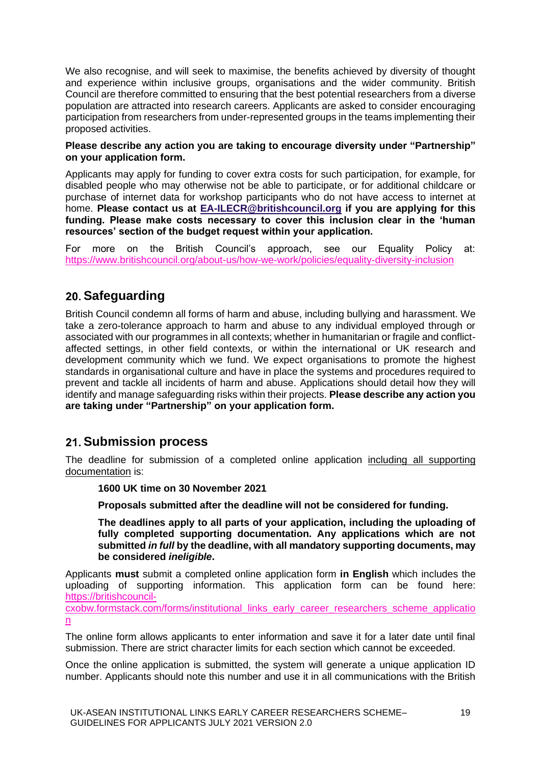We also recognise, and will seek to maximise, the benefits achieved by diversity of thought and experience within inclusive groups, organisations and the wider community. British Council are therefore committed to ensuring that the best potential researchers from a diverse population are attracted into research careers. Applicants are asked to consider encouraging participation from researchers from under-represented groups in the teams implementing their proposed activities.

**Please describe any action you are taking to encourage diversity under "Partnership" on your application form.**

Applicants may apply for funding to cover extra costs for such participation, for example, for disabled people who may otherwise not be able to participate, or for additional childcare or purchase of internet data for workshop participants who do not have access to internet at home. **Please contact us at [EA-ILECR@britishcouncil.org](mailto:EA-ILECR@britishcouncil.org) if you are applying for this funding. Please make costs necessary to cover this inclusion clear in the 'human resources' section of the budget request within your application.**

For more on the British Council's approach, see our Equality Policy at: [https://www.britishcouncil.org/about-us/how-we-work/policies/equality-diversity-inclusion](https://www.britishcouncil.org/about-us/how-we-work/policies/equality-diversity-inclusion)

## 20. Safeguarding

British Council condemn all forms of harm and abuse, including bullying and harassment. We take a zero-tolerance approach to harm and abuse to any individual employed through or associated with our programmes in all contexts; whether in humanitarian or fragile and conflict-affected settings, in other field contexts, or within the international or UK research and development community which we fund. We expect organisations to promote the highest standards in organisational culture and have in place the systems and procedures required to prevent and tackle all incidents of harm and abuse. Applications should detail how they will identify and manage safeguarding risks within their projects. **Please describe any action you are taking under "Partnership" on your application form.**

## 21. Submission process

The deadline for submission of a completed online application including all supporting documentation is:

> **1600 UK time on 30 November 2021**
>
> **Proposals submitted after the deadline will not be considered for funding.**
>
> **The deadlines apply to all parts of your application, including the uploading of fully completed supporting documentation. Any applications which are not submitted *in full* by the deadline, with all mandatory supporting documents, may be considered *ineligible*.**

Applicants **must** submit a completed online application form **in English** which includes the uploading of supporting information. This application form can be found here: [https://britishcouncil-cxobw.formstack.com/forms/institutional_links_early_career_researchers_scheme_application](https://britishcouncil-cxobw.formstack.com/forms/institutional_links_early_career_researchers_scheme_application)

The online form allows applicants to enter information and save it for a later date until final submission. There are strict character limits for each section which cannot be exceeded.

Once the online application is submitted, the system will generate a unique application ID number. Applicants should note this number and use it in all communications with the British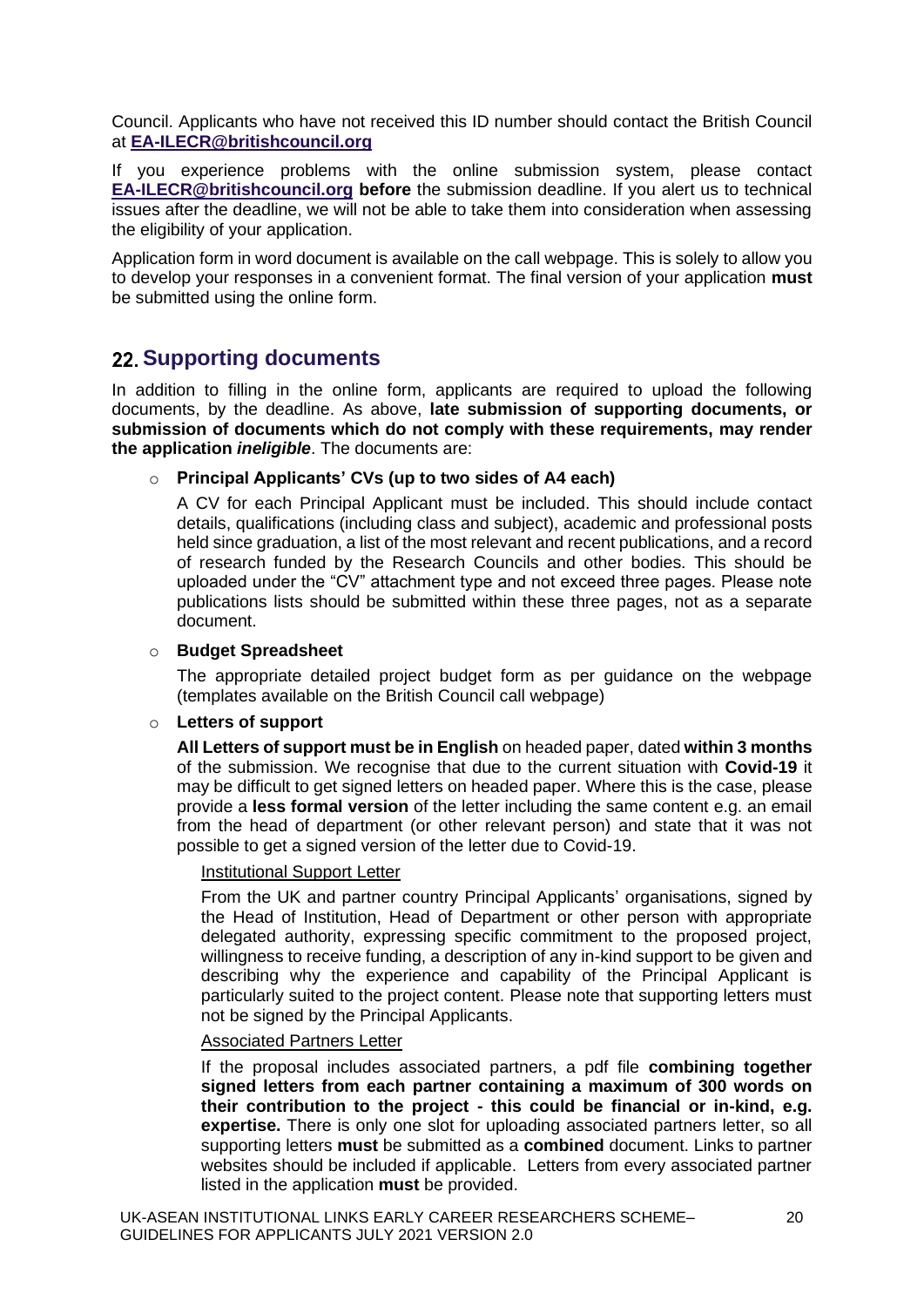Council. Applicants who have not received this ID number should contact the British Council at **EA-ILECR@britishcouncil.org**

If you experience problems with the online submission system, please contact **EA-ILECR@britishcouncil.org** **before** the submission deadline. If you alert us to technical issues after the deadline, we will not be able to take them into consideration when assessing the eligibility of your application.

Application form in word document is available on the call webpage. This is solely to allow you to develop your responses in a convenient format. The final version of your application **must** be submitted using the online form.

## 22. Supporting documents

In addition to filling in the online form, applicants are required to upload the following documents, by the deadline. As above, **late submission of supporting documents, or submission of documents which do not comply with these requirements, may render the application *ineligible***. The documents are:

- **Principal Applicants' CVs (up to two sides of A4 each)**

  A CV for each Principal Applicant must be included. This should include contact details, qualifications (including class and subject), academic and professional posts held since graduation, a list of the most relevant and recent publications, and a record of research funded by the Research Councils and other bodies. This should be uploaded under the "CV" attachment type and not exceed three pages. Please note publications lists should be submitted within these three pages, not as a separate document.

- **Budget Spreadsheet**

  The appropriate detailed project budget form as per guidance on the webpage (templates available on the British Council call webpage)

- **Letters of support**

  **All Letters of support must be in English** on headed paper, dated **within 3 months** of the submission. We recognise that due to the current situation with **Covid-19** it may be difficult to get signed letters on headed paper. Where this is the case, please provide a **less formal version** of the letter including the same content e.g. an email from the head of department (or other relevant person) and state that it was not possible to get a signed version of the letter due to Covid-19.

  Institutional Support Letter

  From the UK and partner country Principal Applicants' organisations, signed by the Head of Institution, Head of Department or other person with appropriate delegated authority, expressing specific commitment to the proposed project, willingness to receive funding, a description of any in-kind support to be given and describing why the experience and capability of the Principal Applicant is particularly suited to the project content. Please note that supporting letters must not be signed by the Principal Applicants.

  Associated Partners Letter

  If the proposal includes associated partners, a pdf file **combining together signed letters from each partner containing a maximum of 300 words on their contribution to the project - this could be financial or in-kind, e.g. expertise.** There is only one slot for uploading associated partners letter, so all supporting letters **must** be submitted as a **combined** document. Links to partner websites should be included if applicable. Letters from every associated partner listed in the application **must** be provided.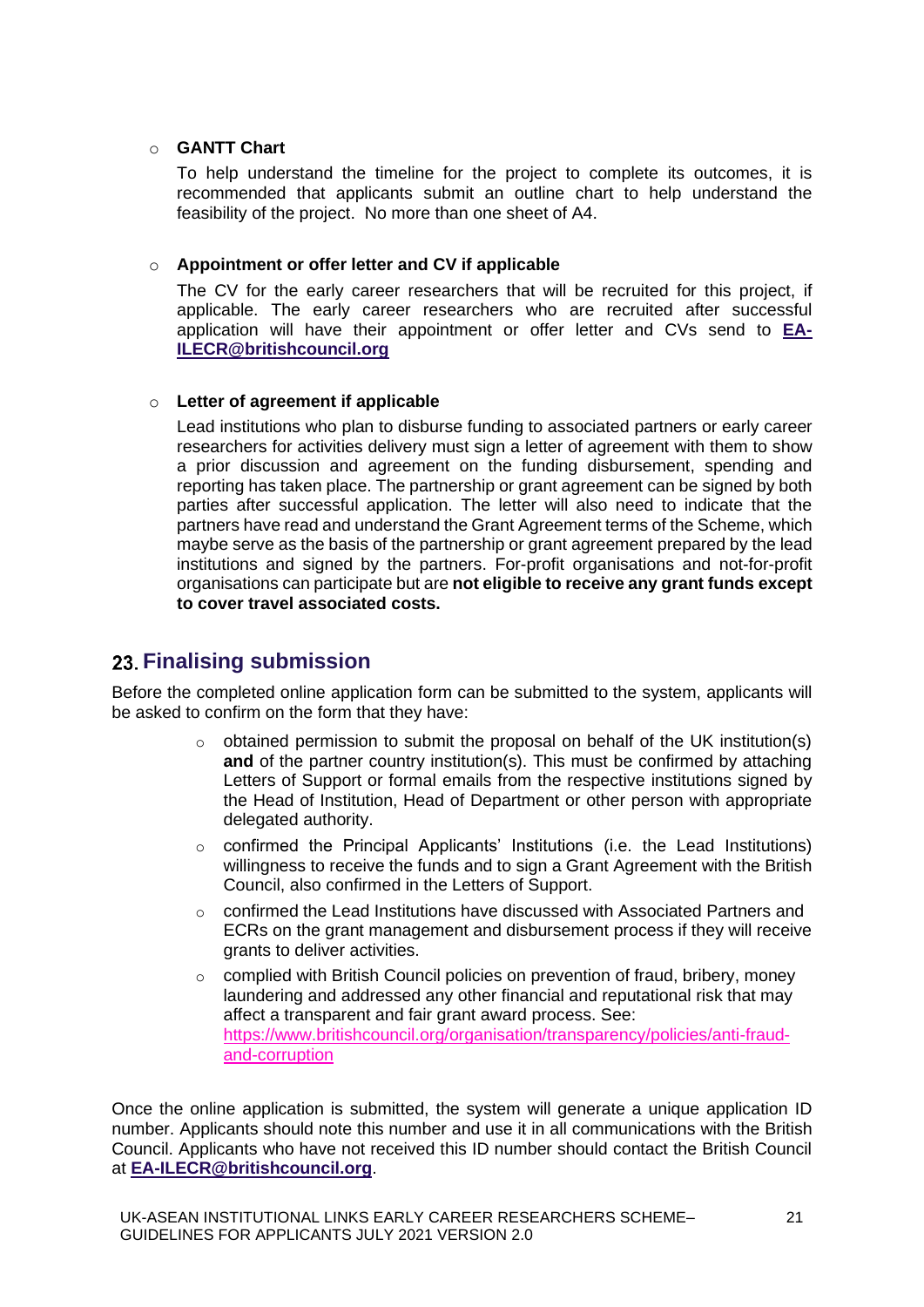- **GANTT Chart**

  To help understand the timeline for the project to complete its outcomes, it is recommended that applicants submit an outline chart to help understand the feasibility of the project. No more than one sheet of A4.

- **Appointment or offer letter and CV if applicable**

  The CV for the early career researchers that will be recruited for this project, if applicable. The early career researchers who are recruited after successful application will have their appointment or offer letter and CVs send to **EA-ILECR@britishcouncil.org**

- **Letter of agreement if applicable**

  Lead institutions who plan to disburse funding to associated partners or early career researchers for activities delivery must sign a letter of agreement with them to show a prior discussion and agreement on the funding disbursement, spending and reporting has taken place. The partnership or grant agreement can be signed by both parties after successful application. The letter will also need to indicate that the partners have read and understand the Grant Agreement terms of the Scheme, which maybe serve as the basis of the partnership or grant agreement prepared by the lead institutions and signed by the partners. For-profit organisations and not-for-profit organisations can participate but are **not eligible to receive any grant funds except to cover travel associated costs.**

## 23. Finalising submission

Before the completed online application form can be submitted to the system, applicants will be asked to confirm on the form that they have:

- obtained permission to submit the proposal on behalf of the UK institution(s) **and** of the partner country institution(s). This must be confirmed by attaching Letters of Support or formal emails from the respective institutions signed by the Head of Institution, Head of Department or other person with appropriate delegated authority.
- confirmed the Principal Applicants' Institutions (i.e. the Lead Institutions) willingness to receive the funds and to sign a Grant Agreement with the British Council, also confirmed in the Letters of Support.
- confirmed the Lead Institutions have discussed with Associated Partners and ECRs on the grant management and disbursement process if they will receive grants to deliver activities.
- complied with British Council policies on prevention of fraud, bribery, money laundering and addressed any other financial and reputational risk that may affect a transparent and fair grant award process. See: https://www.britishcouncil.org/organisation/transparency/policies/anti-fraud-and-corruption

Once the online application is submitted, the system will generate a unique application ID number. Applicants should note this number and use it in all communications with the British Council. Applicants who have not received this ID number should contact the British Council at **EA-ILECR@britishcouncil.org**.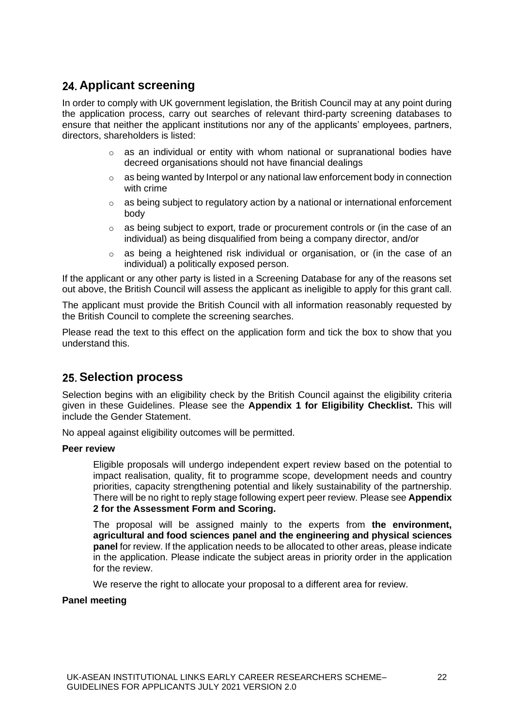## 24. Applicant screening

In order to comply with UK government legislation, the British Council may at any point during the application process, carry out searches of relevant third-party screening databases to ensure that neither the applicant institutions nor any of the applicants' employees, partners, directors, shareholders is listed:

- as an individual or entity with whom national or supranational bodies have decreed organisations should not have financial dealings
- as being wanted by Interpol or any national law enforcement body in connection with crime
- as being subject to regulatory action by a national or international enforcement body
- as being subject to export, trade or procurement controls or (in the case of an individual) as being disqualified from being a company director, and/or
- as being a heightened risk individual or organisation, or (in the case of an individual) a politically exposed person.

If the applicant or any other party is listed in a Screening Database for any of the reasons set out above, the British Council will assess the applicant as ineligible to apply for this grant call.

The applicant must provide the British Council with all information reasonably requested by the British Council to complete the screening searches.

Please read the text to this effect on the application form and tick the box to show that you understand this.

## 25. Selection process

Selection begins with an eligibility check by the British Council against the eligibility criteria given in these Guidelines. Please see the **Appendix 1 for Eligibility Checklist.** This will include the Gender Statement.

No appeal against eligibility outcomes will be permitted.

**Peer review**

Eligible proposals will undergo independent expert review based on the potential to impact realisation, quality, fit to programme scope, development needs and country priorities, capacity strengthening potential and likely sustainability of the partnership. There will be no right to reply stage following expert peer review. Please see **Appendix 2 for the Assessment Form and Scoring.**

The proposal will be assigned mainly to the experts from **the environment, agricultural and food sciences panel and the engineering and physical sciences panel** for review. If the application needs to be allocated to other areas, please indicate in the application. Please indicate the subject areas in priority order in the application for the review.

We reserve the right to allocate your proposal to a different area for review.

**Panel meeting**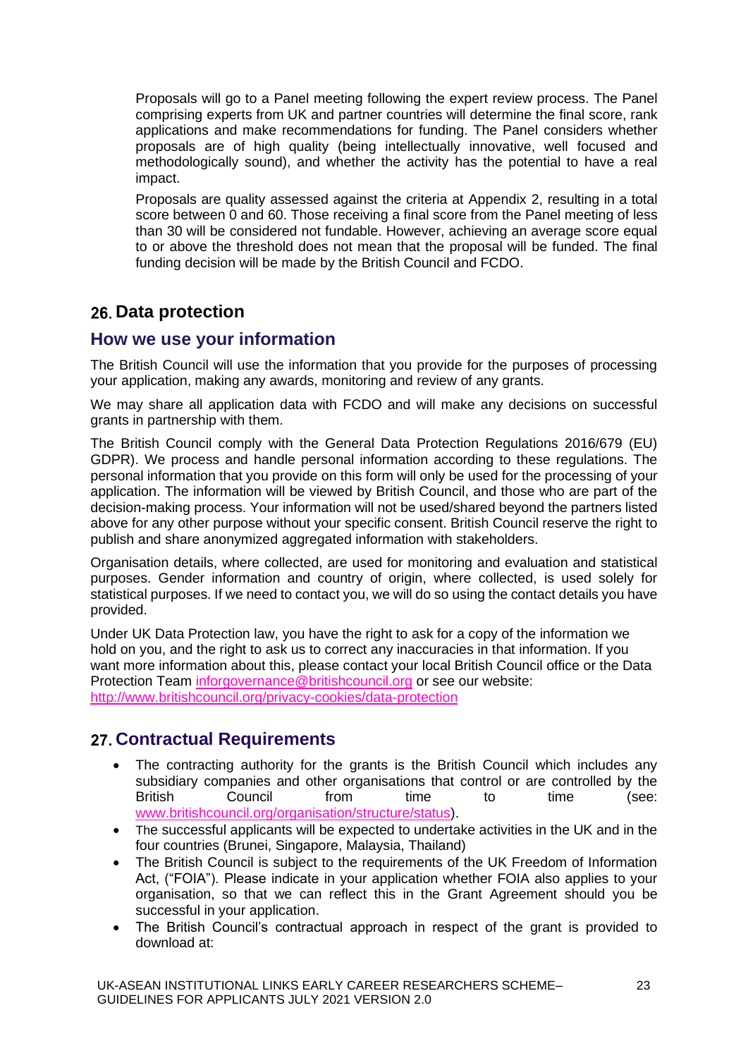Proposals will go to a Panel meeting following the expert review process. The Panel comprising experts from UK and partner countries will determine the final score, rank applications and make recommendations for funding. The Panel considers whether proposals are of high quality (being intellectually innovative, well focused and methodologically sound), and whether the activity has the potential to have a real impact.

Proposals are quality assessed against the criteria at Appendix 2, resulting in a total score between 0 and 60. Those receiving a final score from the Panel meeting of less than 30 will be considered not fundable. However, achieving an average score equal to or above the threshold does not mean that the proposal will be funded. The final funding decision will be made by the British Council and FCDO.

## 26. Data protection

### How we use your information

The British Council will use the information that you provide for the purposes of processing your application, making any awards, monitoring and review of any grants.

We may share all application data with FCDO and will make any decisions on successful grants in partnership with them.

The British Council comply with the General Data Protection Regulations 2016/679 (EU) GDPR). We process and handle personal information according to these regulations. The personal information that you provide on this form will only be used for the processing of your application. The information will be viewed by British Council, and those who are part of the decision-making process. Your information will not be used/shared beyond the partners listed above for any other purpose without your specific consent. British Council reserve the right to publish and share anonymized aggregated information with stakeholders.

Organisation details, where collected, are used for monitoring and evaluation and statistical purposes. Gender information and country of origin, where collected, is used solely for statistical purposes. If we need to contact you, we will do so using the contact details you have provided.

Under UK Data Protection law, you have the right to ask for a copy of the information we hold on you, and the right to ask us to correct any inaccuracies in that information. If you want more information about this, please contact your local British Council office or the Data Protection Team inforgovernance@britishcouncil.org or see our website: http://www.britishcouncil.org/privacy-cookies/data-protection

## 27. Contractual Requirements

- The contracting authority for the grants is the British Council which includes any subsidiary companies and other organisations that control or are controlled by the British Council from time to time (see: www.britishcouncil.org/organisation/structure/status).
- The successful applicants will be expected to undertake activities in the UK and in the four countries (Brunei, Singapore, Malaysia, Thailand)
- The British Council is subject to the requirements of the UK Freedom of Information Act, ("FOIA"). Please indicate in your application whether FOIA also applies to your organisation, so that we can reflect this in the Grant Agreement should you be successful in your application.
- The British Council's contractual approach in respect of the grant is provided to download at: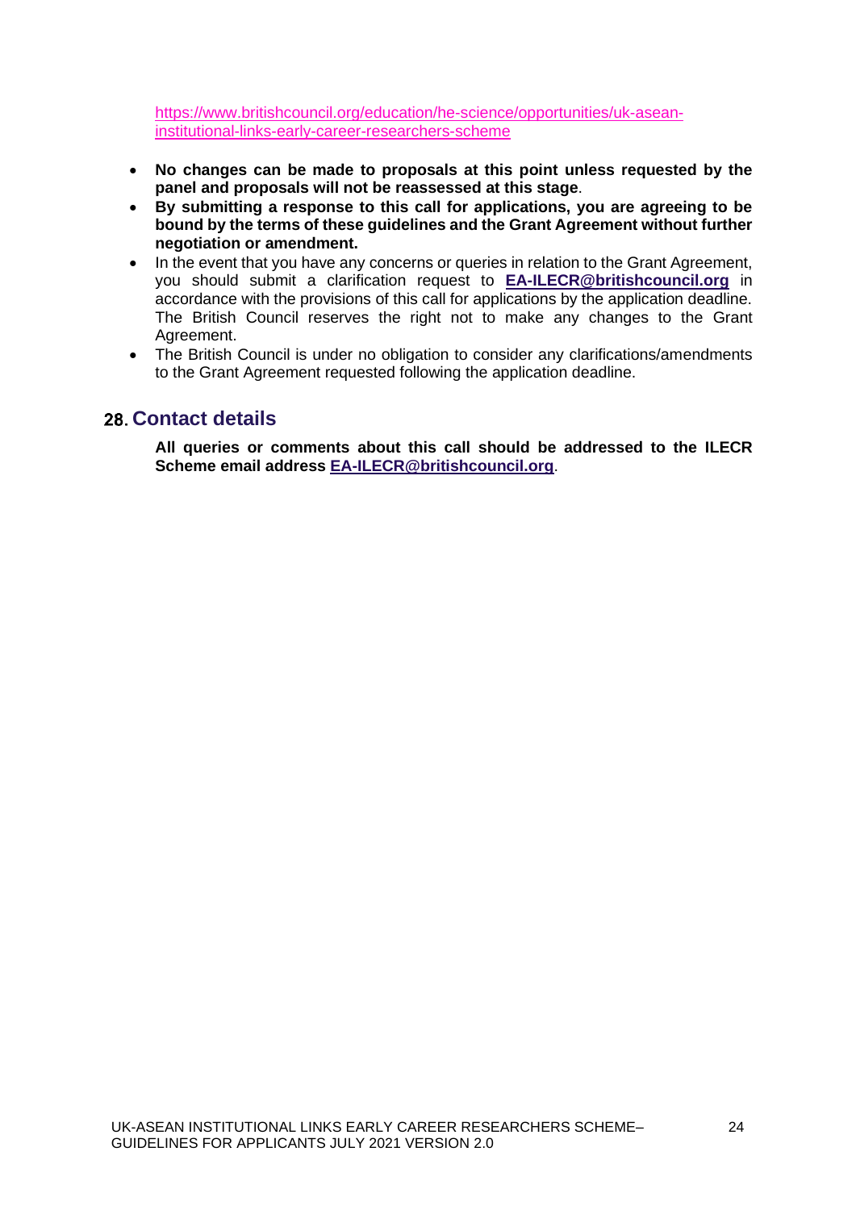https://www.britishcouncil.org/education/he-science/opportunities/uk-asean-institutional-links-early-career-researchers-scheme

- **No changes can be made to proposals at this point unless requested by the panel and proposals will not be reassessed at this stage**.
- **By submitting a response to this call for applications, you are agreeing to be bound by the terms of these guidelines and the Grant Agreement without further negotiation or amendment.**
- In the event that you have any concerns or queries in relation to the Grant Agreement, you should submit a clarification request to **EA-ILECR@britishcouncil.org** in accordance with the provisions of this call for applications by the application deadline. The British Council reserves the right not to make any changes to the Grant Agreement.
- The British Council is under no obligation to consider any clarifications/amendments to the Grant Agreement requested following the application deadline.

## 28. Contact details

**All queries or comments about this call should be addressed to the ILECR Scheme email address EA-ILECR@britishcouncil.org**.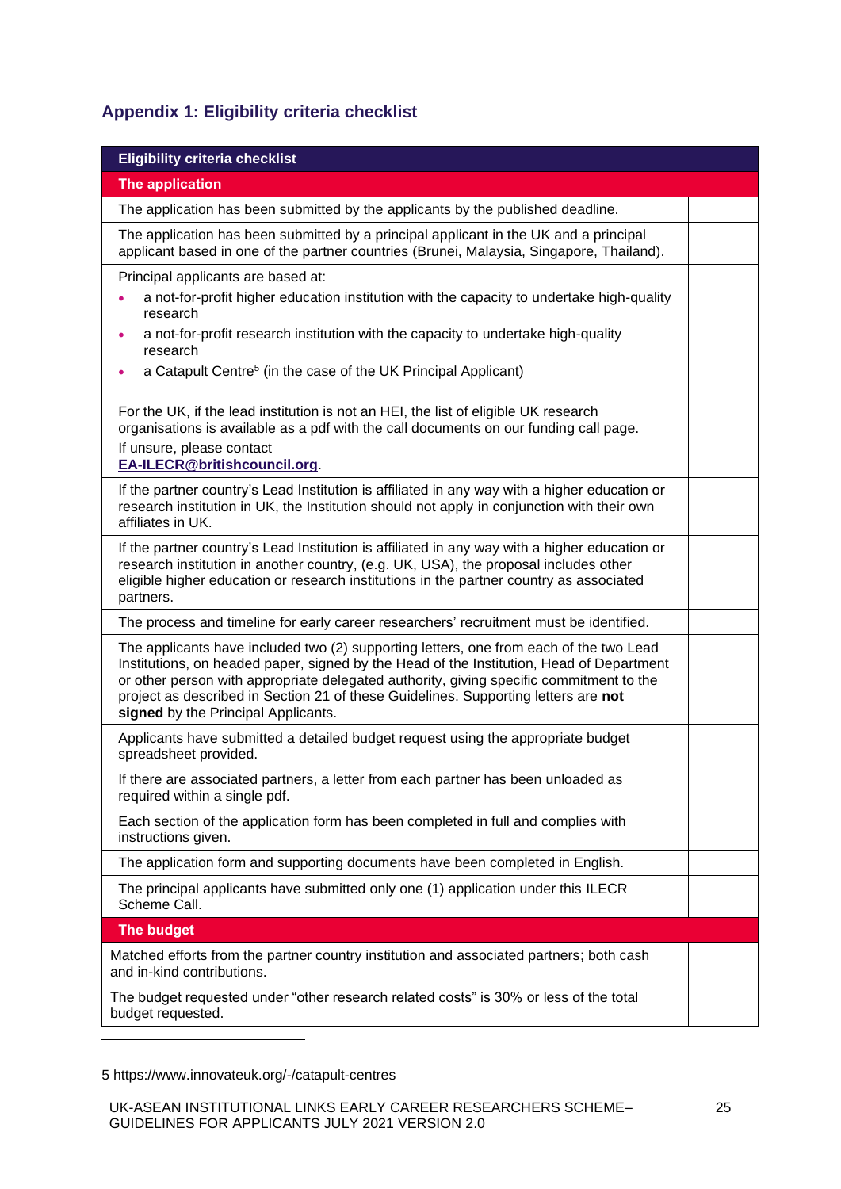## Appendix 1: Eligibility criteria checklist

| Eligibility criteria checklist | |
|---|---|
| **The application** | |
| The application has been submitted by the applicants by the published deadline. | |
| The application has been submitted by a principal applicant in the UK and a principal applicant based in one of the partner countries (Brunei, Malaysia, Singapore, Thailand). | |
| Principal applicants are based at:<br>• a not-for-profit higher education institution with the capacity to undertake high-quality research<br>• a not-for-profit research institution with the capacity to undertake high-quality research<br>• a Catapult Centre[5] (in the case of the UK Principal Applicant)<br><br>For the UK, if the lead institution is not an HEI, the list of eligible UK research organisations is available as a pdf with the call documents on our funding call page.<br>If unsure, please contact **EA-ILECR@britishcouncil.org**. | |
| If the partner country's Lead Institution is affiliated in any way with a higher education or research institution in UK, the Institution should not apply in conjunction with their own affiliates in UK. | |
| If the partner country's Lead Institution is affiliated in any way with a higher education or research institution in another country, (e.g. UK, USA), the proposal includes other eligible higher education or research institutions in the partner country as associated partners. | |
| The process and timeline for early career researchers' recruitment must be identified. | |
| The applicants have included two (2) supporting letters, one from each of the two Lead Institutions, on headed paper, signed by the Head of the Institution, Head of Department or other person with appropriate delegated authority, giving specific commitment to the project as described in Section 21 of these Guidelines. Supporting letters are **not signed** by the Principal Applicants. | |
| Applicants have submitted a detailed budget request using the appropriate budget spreadsheet provided. | |
| If there are associated partners, a letter from each partner has been unloaded as required within a single pdf. | |
| Each section of the application form has been completed in full and complies with instructions given. | |
| The application form and supporting documents have been completed in English. | |
| The principal applicants have submitted only one (1) application under this ILECR Scheme Call. | |
| **The budget** | |
| Matched efforts from the partner country institution and associated partners; both cash and in-kind contributions. | |
| The budget requested under "other research related costs" is 30% or less of the total budget requested. | |

5 https://www.innovateuk.org/-/catapult-centres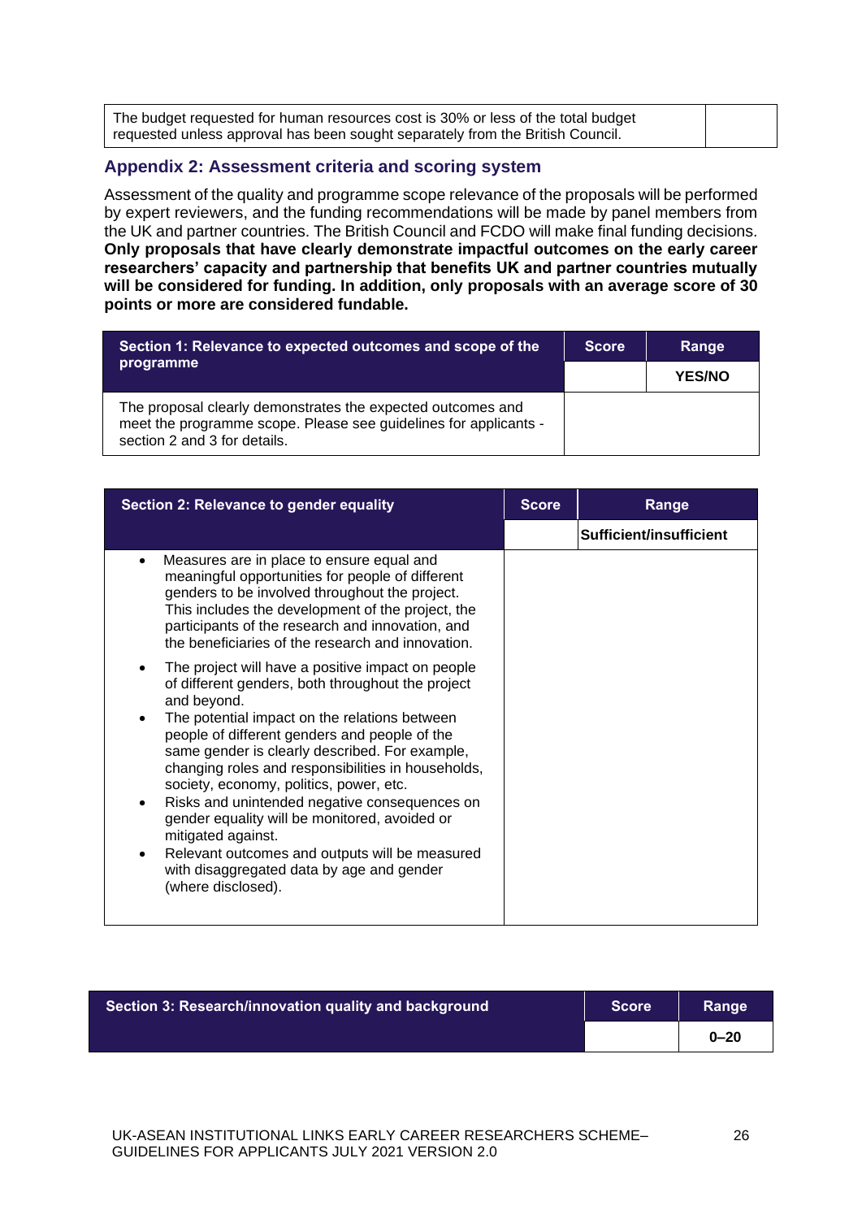| | |
|---|---|
| The budget requested for human resources cost is 30% or less of the total budget requested unless approval has been sought separately from the British Council. | |

## Appendix 2: Assessment criteria and scoring system

Assessment of the quality and programme scope relevance of the proposals will be performed by expert reviewers, and the funding recommendations will be made by panel members from the UK and partner countries. The British Council and FCDO will make final funding decisions. **Only proposals that have clearly demonstrate impactful outcomes on the early career researchers' capacity and partnership that benefits UK and partner countries mutually will be considered for funding. In addition, only proposals with an average score of 30 points or more are considered fundable.**

| Section 1: Relevance to expected outcomes and scope of the programme | Score | Range |
|---|---|---|
| | | YES/NO |
| The proposal clearly demonstrates the expected outcomes and meet the programme scope. Please see guidelines for applicants - section 2 and 3 for details. | | |

| Section 2: Relevance to gender equality | Score | Range |
|---|---|---|
| | | Sufficient/insufficient |
| • Measures are in place to ensure equal and meaningful opportunities for people of different genders to be involved throughout the project. This includes the development of the project, the participants of the research and innovation, and the beneficiaries of the research and innovation.<br>• The project will have a positive impact on people of different genders, both throughout the project and beyond.<br>• The potential impact on the relations between people of different genders and people of the same gender is clearly described. For example, changing roles and responsibilities in households, society, economy, politics, power, etc.<br>• Risks and unintended negative consequences on gender equality will be monitored, avoided or mitigated against.<br>• Relevant outcomes and outputs will be measured with disaggregated data by age and gender (where disclosed). | | |

| Section 3: Research/innovation quality and background | Score | Range |
|---|---|---|
| | | 0–20 |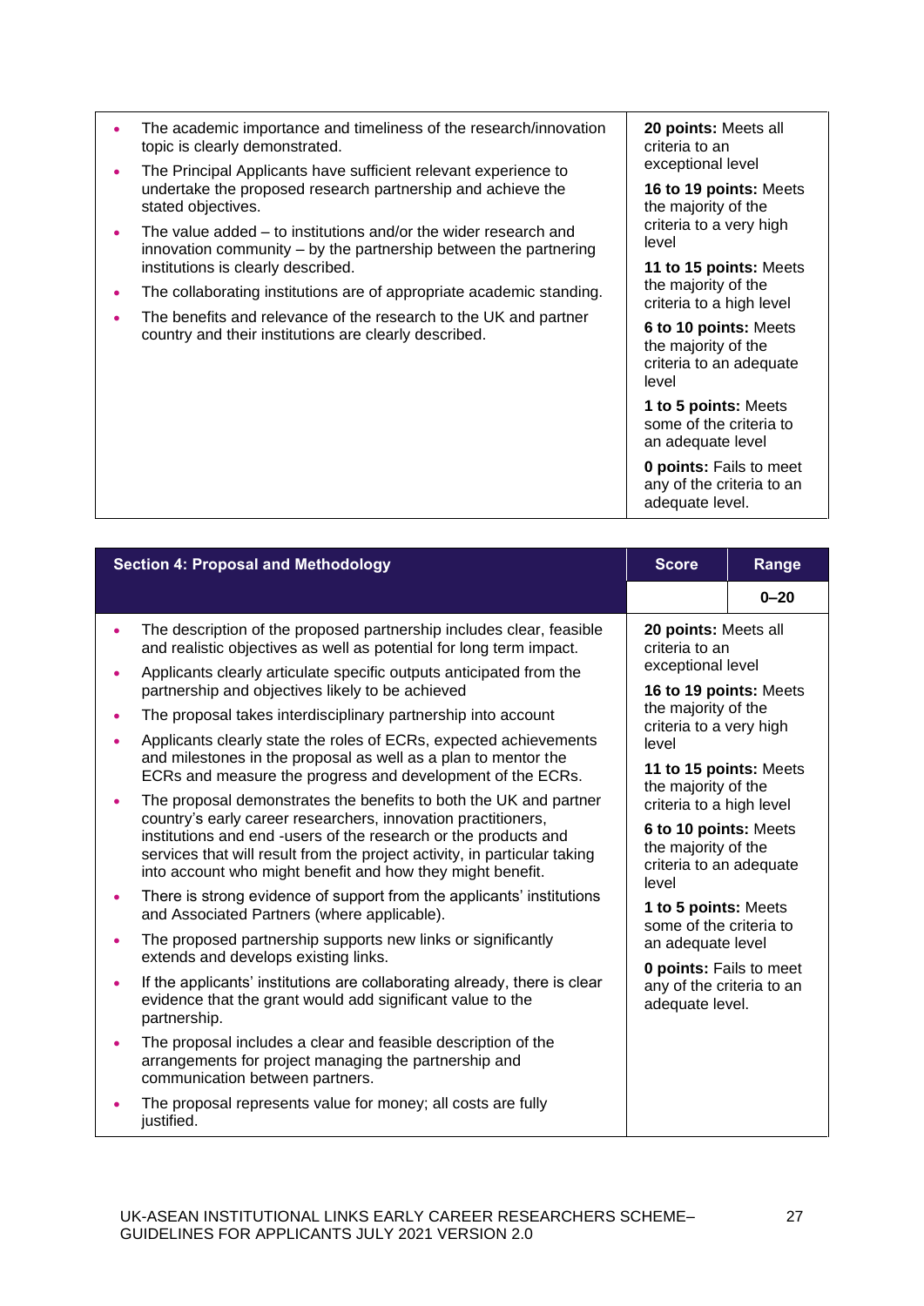| | |
|---|---|
| <ul><li>The academic importance and timeliness of the research/innovation topic is clearly demonstrated.</li><li>The Principal Applicants have sufficient relevant experience to undertake the proposed research partnership and achieve the stated objectives.</li><li>The value added – to institutions and/or the wider research and innovation community – by the partnership between the partnering institutions is clearly described.</li><li>The collaborating institutions are of appropriate academic standing.</li><li>The benefits and relevance of the research to the UK and partner country and their institutions are clearly described.</li></ul> | **20 points:** Meets all criteria to an exceptional level<br><br>**16 to 19 points:** Meets the majority of the criteria to a very high level<br><br>**11 to 15 points:** Meets the majority of the criteria to a high level<br><br>**6 to 10 points:** Meets the majority of the criteria to an adequate level<br><br>**1 to 5 points:** Meets some of the criteria to an adequate level<br><br>**0 points:** Fails to meet any of the criteria to an adequate level. |

| Section 4: Proposal and Methodology | Score | Range |
|---|---|---|
| | | **0–20** |
| <ul><li>The description of the proposed partnership includes clear, feasible and realistic objectives as well as potential for long term impact.</li><li>Applicants clearly articulate specific outputs anticipated from the partnership and objectives likely to be achieved</li><li>The proposal takes interdisciplinary partnership into account</li><li>Applicants clearly state the roles of ECRs, expected achievements and milestones in the proposal as well as a plan to mentor the ECRs and measure the progress and development of the ECRs.</li><li>The proposal demonstrates the benefits to both the UK and partner country's early career researchers, innovation practitioners, institutions and end -users of the research or the products and services that will result from the project activity, in particular taking into account who might benefit and how they might benefit.</li><li>There is strong evidence of support from the applicants' institutions and Associated Partners (where applicable).</li><li>The proposed partnership supports new links or significantly extends and develops existing links.</li><li>If the applicants' institutions are collaborating already, there is clear evidence that the grant would add significant value to the partnership.</li><li>The proposal includes a clear and feasible description of the arrangements for project managing the partnership and communication between partners.</li><li>The proposal represents value for money; all costs are fully justified.</li></ul> | **20 points:** Meets all criteria to an exceptional level<br><br>**16 to 19 points:** Meets the majority of the criteria to a very high level<br><br>**11 to 15 points:** Meets the majority of the criteria to a high level<br><br>**6 to 10 points:** Meets the majority of the criteria to an adequate level<br><br>**1 to 5 points:** Meets some of the criteria to an adequate level<br><br>**0 points:** Fails to meet any of the criteria to an adequate level. | |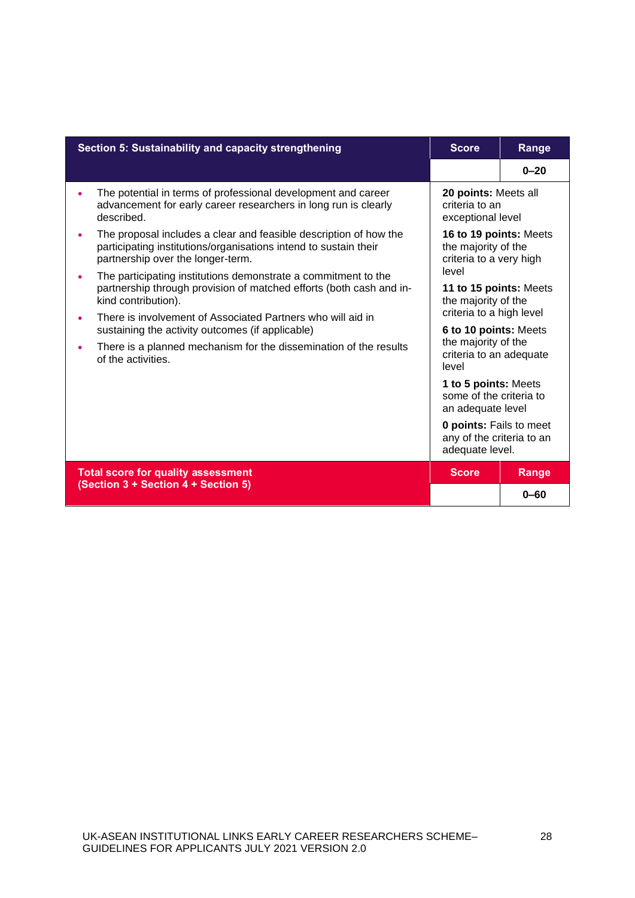| Section 5: Sustainability and capacity strengthening | Score | Range |
|---|---|---|
| | | **0–20** |
| • The potential in terms of professional development and career advancement for early career researchers in long run is clearly described.<br>• The proposal includes a clear and feasible description of how the participating institutions/organisations intend to sustain their partnership over the longer-term.<br>• The participating institutions demonstrate a commitment to the partnership through provision of matched efforts (both cash and in-kind contribution).<br>• There is involvement of Associated Partners who will aid in sustaining the activity outcomes (if applicable)<br>• There is a planned mechanism for the dissemination of the results of the activities. | **20 points:** Meets all criteria to an exceptional level<br>**16 to 19 points:** Meets the majority of the criteria to a very high level<br>**11 to 15 points:** Meets the majority of the criteria to a high level<br>**6 to 10 points:** Meets the majority of the criteria to an adequate level<br>**1 to 5 points:** Meets some of the criteria to an adequate level<br>**0 points:** Fails to meet any of the criteria to an adequate level. | |
| **Total score for quality assessment (Section 3 + Section 4 + Section 5)** | **Score** | **Range** |
| | | **0–60** |